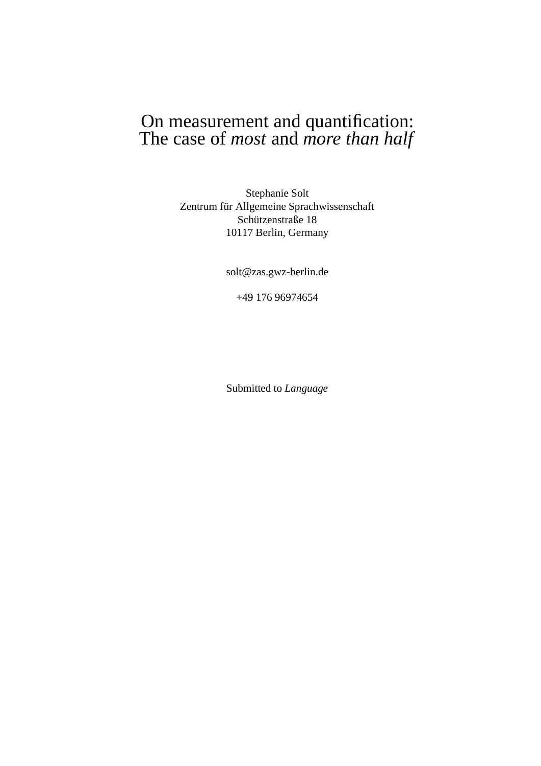# On measurement and quantification: The case of *most* and *more than half*

Stephanie Solt
Zentrum für Allgemeine Sprachwissenschaft
Schützenstraße 18
10117 Berlin, Germany

solt@zas.gwz-berlin.de

+49 176 96974654

Submitted to *Language*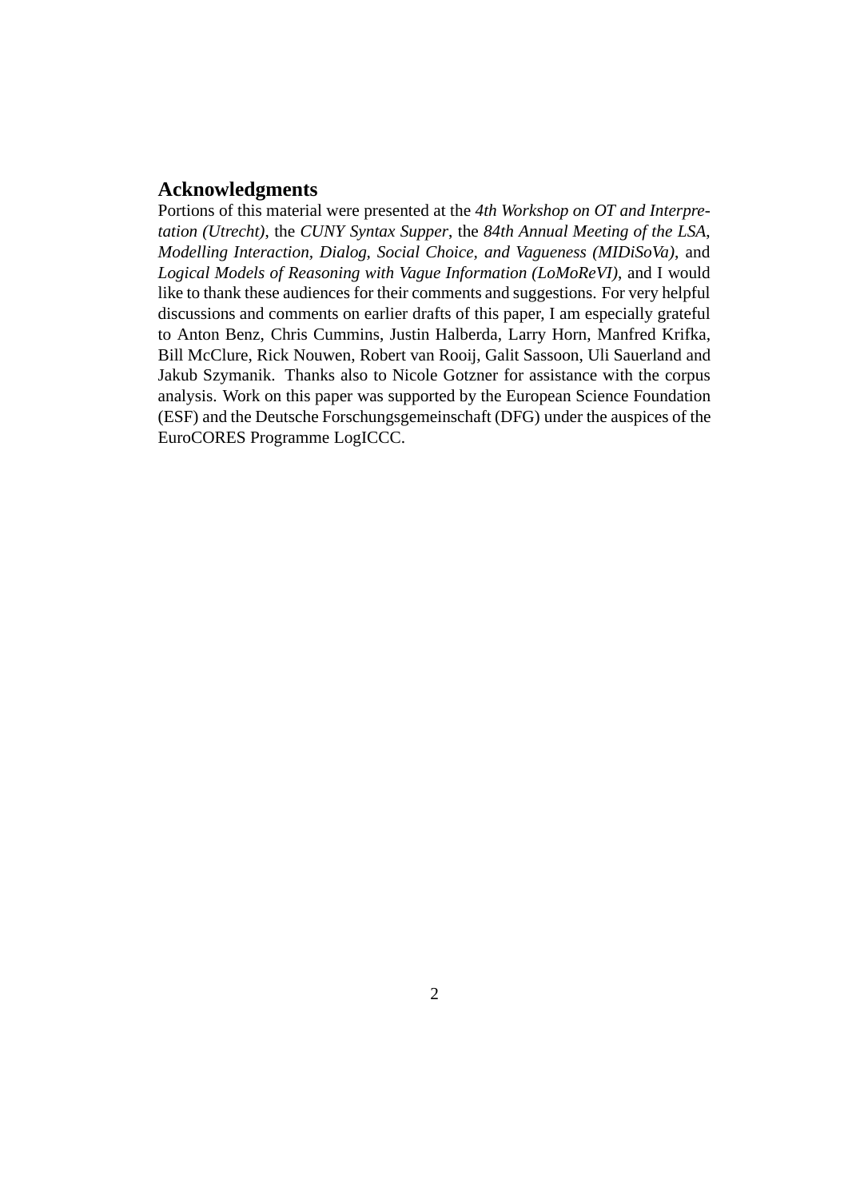## Acknowledgments

Portions of this material were presented at the *4th Workshop on OT and Interpretation (Utrecht)*, the *CUNY Syntax Supper*, the *84th Annual Meeting of the LSA*, *Modelling Interaction, Dialog, Social Choice, and Vagueness (MIDiSoVa)*, and *Logical Models of Reasoning with Vague Information (LoMoReVI)*, and I would like to thank these audiences for their comments and suggestions. For very helpful discussions and comments on earlier drafts of this paper, I am especially grateful to Anton Benz, Chris Cummins, Justin Halberda, Larry Horn, Manfred Krifka, Bill McClure, Rick Nouwen, Robert van Rooij, Galit Sassoon, Uli Sauerland and Jakub Szymanik. Thanks also to Nicole Gotzner for assistance with the corpus analysis. Work on this paper was supported by the European Science Foundation (ESF) and the Deutsche Forschungsgemeinschaft (DFG) under the auspices of the EuroCORES Programme LogICCC.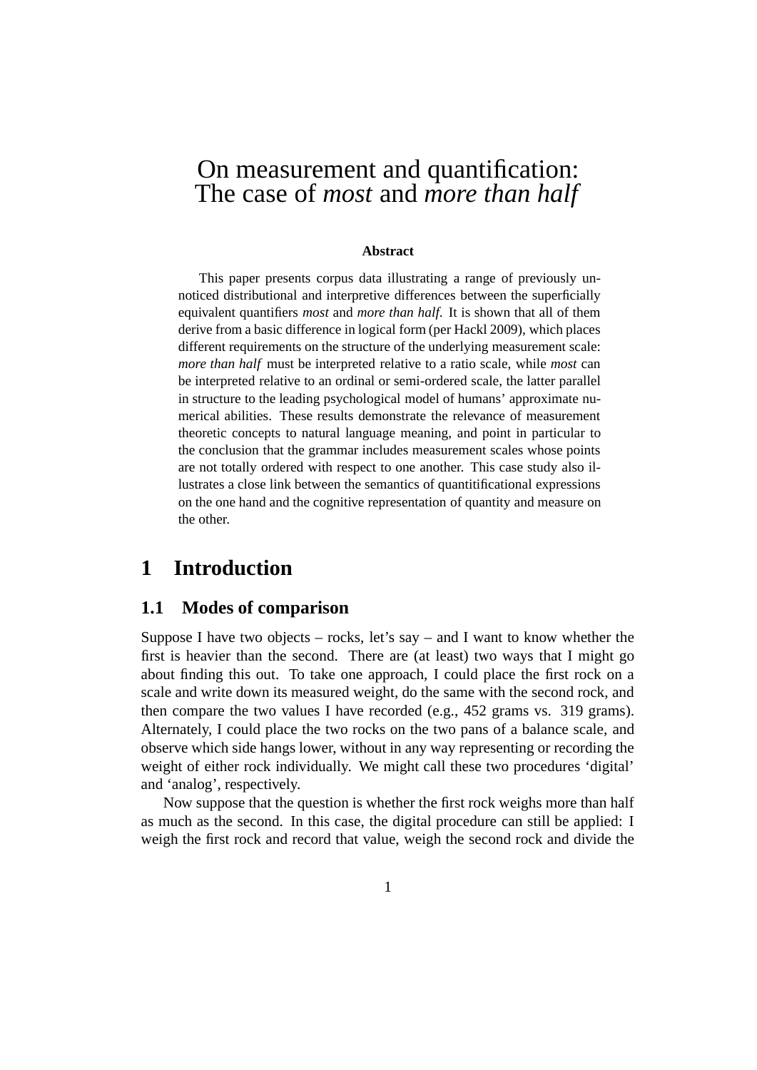# On measurement and quantification: The case of *most* and *more than half*

**Abstract**

This paper presents corpus data illustrating a range of previously unnoticed distributional and interpretive differences between the superficially equivalent quantifiers *most* and *more than half*. It is shown that all of them derive from a basic difference in logical form (per Hackl 2009), which places different requirements on the structure of the underlying measurement scale: *more than half* must be interpreted relative to a ratio scale, while *most* can be interpreted relative to an ordinal or semi-ordered scale, the latter parallel in structure to the leading psychological model of humans' approximate numerical abilities. These results demonstrate the relevance of measurement theoretic concepts to natural language meaning, and point in particular to the conclusion that the grammar includes measurement scales whose points are not totally ordered with respect to one another. This case study also illustrates a close link between the semantics of quantitificational expressions on the one hand and the cognitive representation of quantity and measure on the other.

# 1 Introduction

## 1.1 Modes of comparison

Suppose I have two objects – rocks, let's say – and I want to know whether the first is heavier than the second. There are (at least) two ways that I might go about finding this out. To take one approach, I could place the first rock on a scale and write down its measured weight, do the same with the second rock, and then compare the two values I have recorded (e.g., 452 grams vs. 319 grams). Alternately, I could place the two rocks on the two pans of a balance scale, and observe which side hangs lower, without in any way representing or recording the weight of either rock individually. We might call these two procedures 'digital' and 'analog', respectively.

Now suppose that the question is whether the first rock weighs more than half as much as the second. In this case, the digital procedure can still be applied: I weigh the first rock and record that value, weigh the second rock and divide the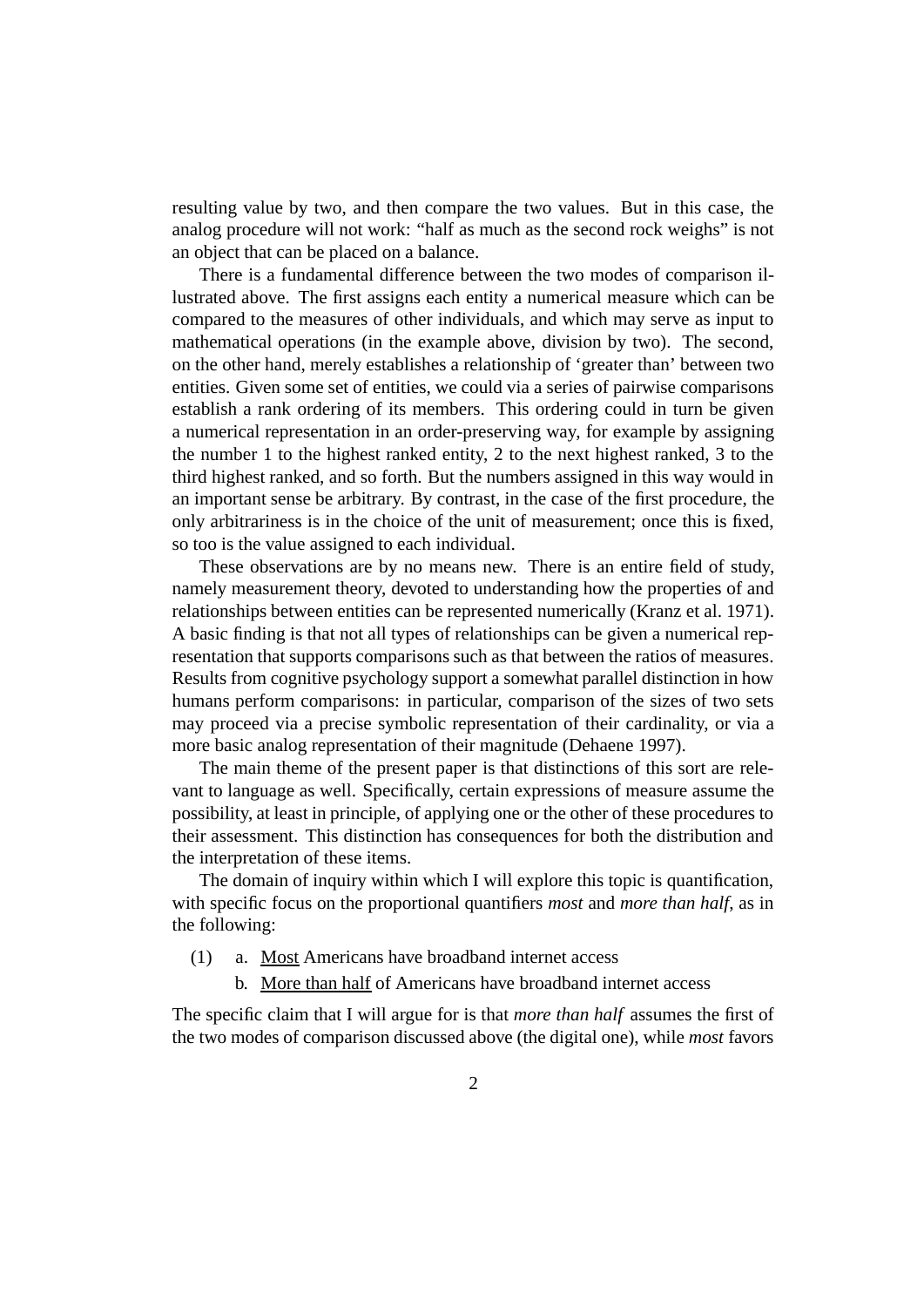resulting value by two, and then compare the two values. But in this case, the analog procedure will not work: "half as much as the second rock weighs" is not an object that can be placed on a balance.

There is a fundamental difference between the two modes of comparison illustrated above. The first assigns each entity a numerical measure which can be compared to the measures of other individuals, and which may serve as input to mathematical operations (in the example above, division by two). The second, on the other hand, merely establishes a relationship of 'greater than' between two entities. Given some set of entities, we could via a series of pairwise comparisons establish a rank ordering of its members. This ordering could in turn be given a numerical representation in an order-preserving way, for example by assigning the number 1 to the highest ranked entity, 2 to the next highest ranked, 3 to the third highest ranked, and so forth. But the numbers assigned in this way would in an important sense be arbitrary. By contrast, in the case of the first procedure, the only arbitrariness is in the choice of the unit of measurement; once this is fixed, so too is the value assigned to each individual.

These observations are by no means new. There is an entire field of study, namely measurement theory, devoted to understanding how the properties of and relationships between entities can be represented numerically (Kranz et al. 1971). A basic finding is that not all types of relationships can be given a numerical representation that supports comparisons such as that between the ratios of measures. Results from cognitive psychology support a somewhat parallel distinction in how humans perform comparisons: in particular, comparison of the sizes of two sets may proceed via a precise symbolic representation of their cardinality, or via a more basic analog representation of their magnitude (Dehaene 1997).

The main theme of the present paper is that distinctions of this sort are relevant to language as well. Specifically, certain expressions of measure assume the possibility, at least in principle, of applying one or the other of these procedures to their assessment. This distinction has consequences for both the distribution and the interpretation of these items.

The domain of inquiry within which I will explore this topic is quantification, with specific focus on the proportional quantifiers *most* and *more than half*, as in the following:

(1) a. <u>Most</u> Americans have broadband internet access

b. <u>More than half</u> of Americans have broadband internet access

The specific claim that I will argue for is that *more than half* assumes the first of the two modes of comparison discussed above (the digital one), while *most* favors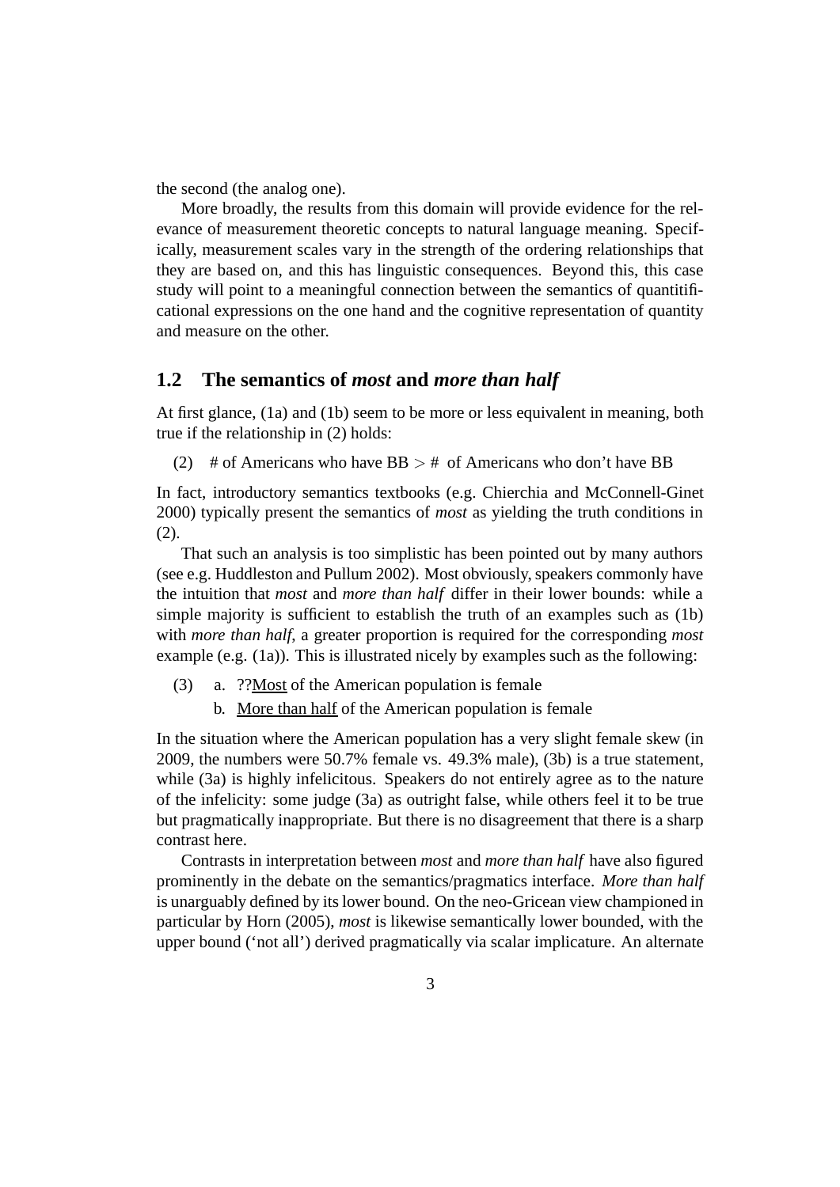the second (the analog one).

More broadly, the results from this domain will provide evidence for the relevance of measurement theoretic concepts to natural language meaning. Specifically, measurement scales vary in the strength of the ordering relationships that they are based on, and this has linguistic consequences. Beyond this, this case study will point to a meaningful connection between the semantics of quantitificational expressions on the one hand and the cognitive representation of quantity and measure on the other.

## 1.2 The semantics of *most* and *more than half*

At first glance, (1a) and (1b) seem to be more or less equivalent in meaning, both true if the relationship in (2) holds:

(2) # of Americans who have BB $>$ # of Americans who don't have BB

In fact, introductory semantics textbooks (e.g. Chierchia and McConnell-Ginet 2000) typically present the semantics of *most* as yielding the truth conditions in (2).

That such an analysis is too simplistic has been pointed out by many authors (see e.g. Huddleston and Pullum 2002). Most obviously, speakers commonly have the intuition that *most* and *more than half* differ in their lower bounds: while a simple majority is sufficient to establish the truth of an examples such as (1b) with *more than half*, a greater proportion is required for the corresponding *most* example (e.g. (1a)). This is illustrated nicely by examples such as the following:

(3) a. ??<u>Most</u> of the American population is female

b. <u>More than half</u> of the American population is female

In the situation where the American population has a very slight female skew (in 2009, the numbers were 50.7% female vs. 49.3% male), (3b) is a true statement, while (3a) is highly infelicitous. Speakers do not entirely agree as to the nature of the infelicity: some judge (3a) as outright false, while others feel it to be true but pragmatically inappropriate. But there is no disagreement that there is a sharp contrast here.

Contrasts in interpretation between *most* and *more than half* have also figured prominently in the debate on the semantics/pragmatics interface. *More than half* is unarguably defined by its lower bound. On the neo-Gricean view championed in particular by Horn (2005), *most* is likewise semantically lower bounded, with the upper bound ('not all') derived pragmatically via scalar implicature. An alternate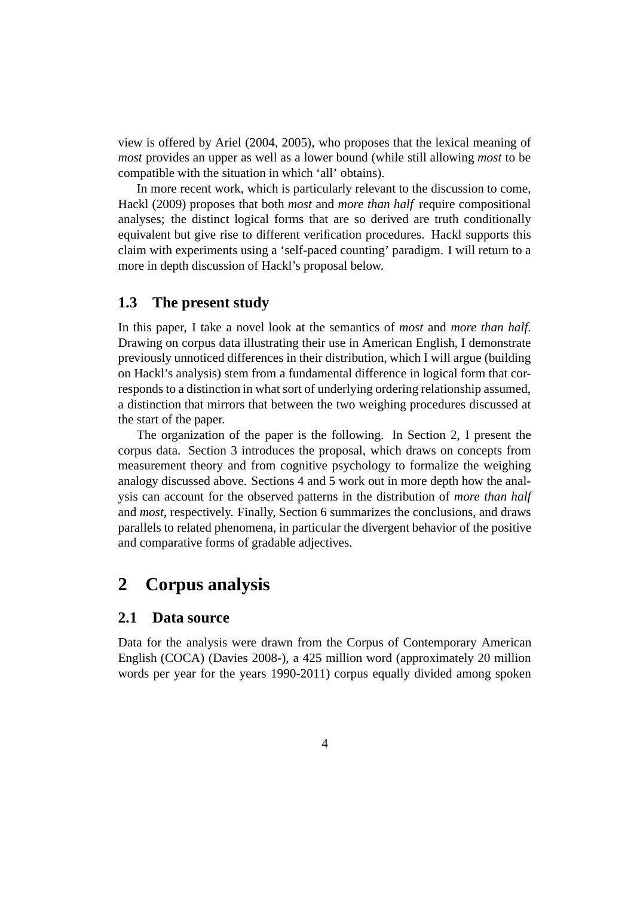view is offered by Ariel (2004, 2005), who proposes that the lexical meaning of *most* provides an upper as well as a lower bound (while still allowing *most* to be compatible with the situation in which 'all' obtains).

In more recent work, which is particularly relevant to the discussion to come, Hackl (2009) proposes that both *most* and *more than half* require compositional analyses; the distinct logical forms that are so derived are truth conditionally equivalent but give rise to different verification procedures. Hackl supports this claim with experiments using a 'self-paced counting' paradigm. I will return to a more in depth discussion of Hackl's proposal below.

### 1.3 The present study

In this paper, I take a novel look at the semantics of *most* and *more than half*. Drawing on corpus data illustrating their use in American English, I demonstrate previously unnoticed differences in their distribution, which I will argue (building on Hackl's analysis) stem from a fundamental difference in logical form that corresponds to a distinction in what sort of underlying ordering relationship assumed, a distinction that mirrors that between the two weighing procedures discussed at the start of the paper.

The organization of the paper is the following. In Section 2, I present the corpus data. Section 3 introduces the proposal, which draws on concepts from measurement theory and from cognitive psychology to formalize the weighing analogy discussed above. Sections 4 and 5 work out in more depth how the analysis can account for the observed patterns in the distribution of *more than half* and *most*, respectively. Finally, Section 6 summarizes the conclusions, and draws parallels to related phenomena, in particular the divergent behavior of the positive and comparative forms of gradable adjectives.

## 2 Corpus analysis

### 2.1 Data source

Data for the analysis were drawn from the Corpus of Contemporary American English (COCA) (Davies 2008-), a 425 million word (approximately 20 million words per year for the years 1990-2011) corpus equally divided among spoken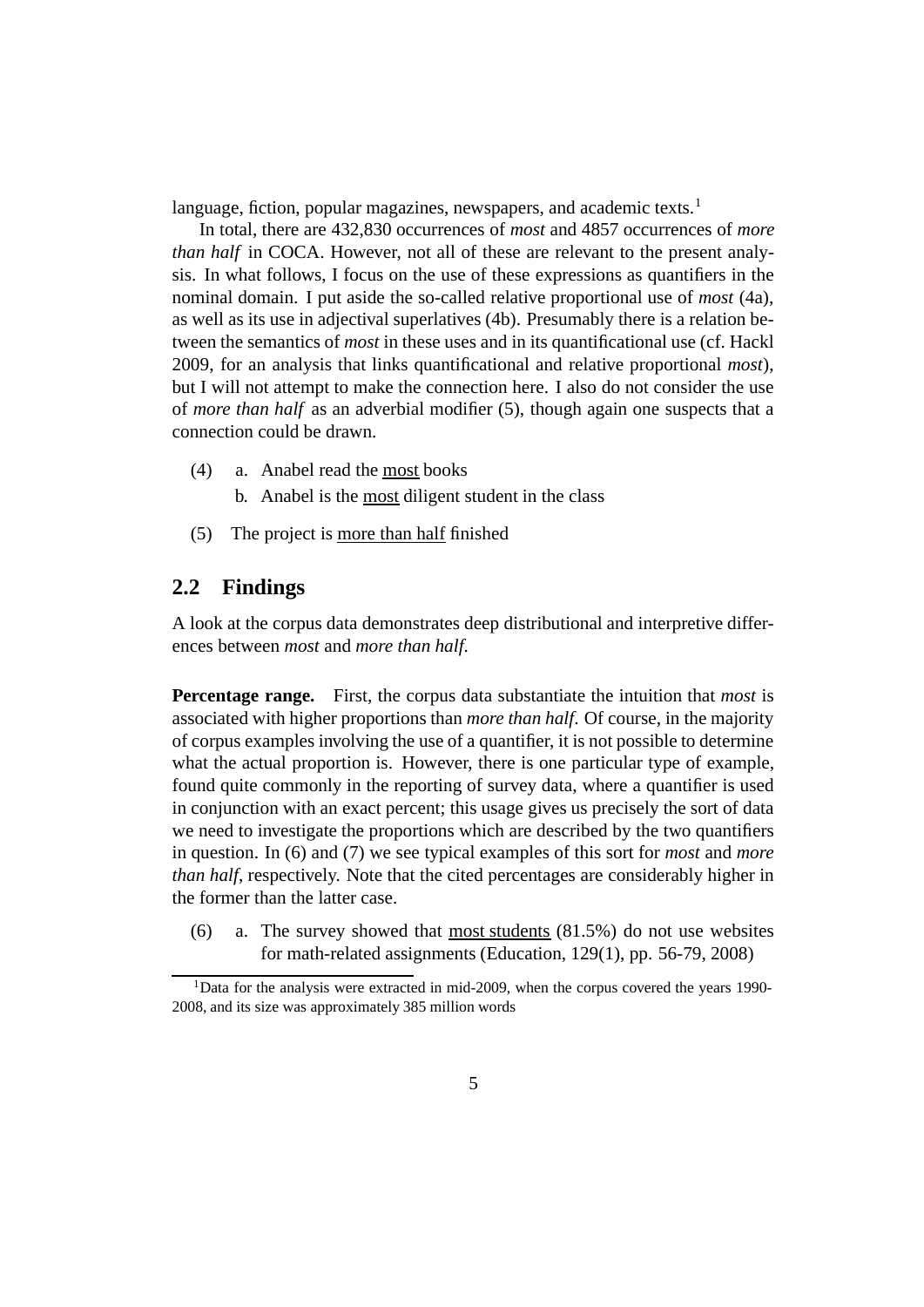language, fiction, popular magazines, newspapers, and academic texts.[1]

In total, there are 432,830 occurrences of *most* and 4857 occurrences of *more than half* in COCA. However, not all of these are relevant to the present analysis. In what follows, I focus on the use of these expressions as quantifiers in the nominal domain. I put aside the so-called relative proportional use of *most* (4a), as well as its use in adjectival superlatives (4b). Presumably there is a relation between the semantics of *most* in these uses and in its quantificational use (cf. Hackl 2009, for an analysis that links quantificational and relative proportional *most*), but I will not attempt to make the connection here. I also do not consider the use of *more than half* as an adverbial modifier (5), though again one suspects that a connection could be drawn.

(4) a. Anabel read the most books

b. Anabel is the most diligent student in the class

(5) The project is more than half finished

## 2.2 Findings

A look at the corpus data demonstrates deep distributional and interpretive differences between *most* and *more than half*.

**Percentage range.** First, the corpus data substantiate the intuition that *most* is associated with higher proportions than *more than half*. Of course, in the majority of corpus examples involving the use of a quantifier, it is not possible to determine what the actual proportion is. However, there is one particular type of example, found quite commonly in the reporting of survey data, where a quantifier is used in conjunction with an exact percent; this usage gives us precisely the sort of data we need to investigate the proportions which are described by the two quantifiers in question. In (6) and (7) we see typical examples of this sort for *most* and *more than half*, respectively. Note that the cited percentages are considerably higher in the former than the latter case.

(6) a. The survey showed that most students (81.5%) do not use websites for math-related assignments (Education, 129(1), pp. 56-79, 2008)

[1] Data for the analysis were extracted in mid-2009, when the corpus covered the years 1990-2008, and its size was approximately 385 million words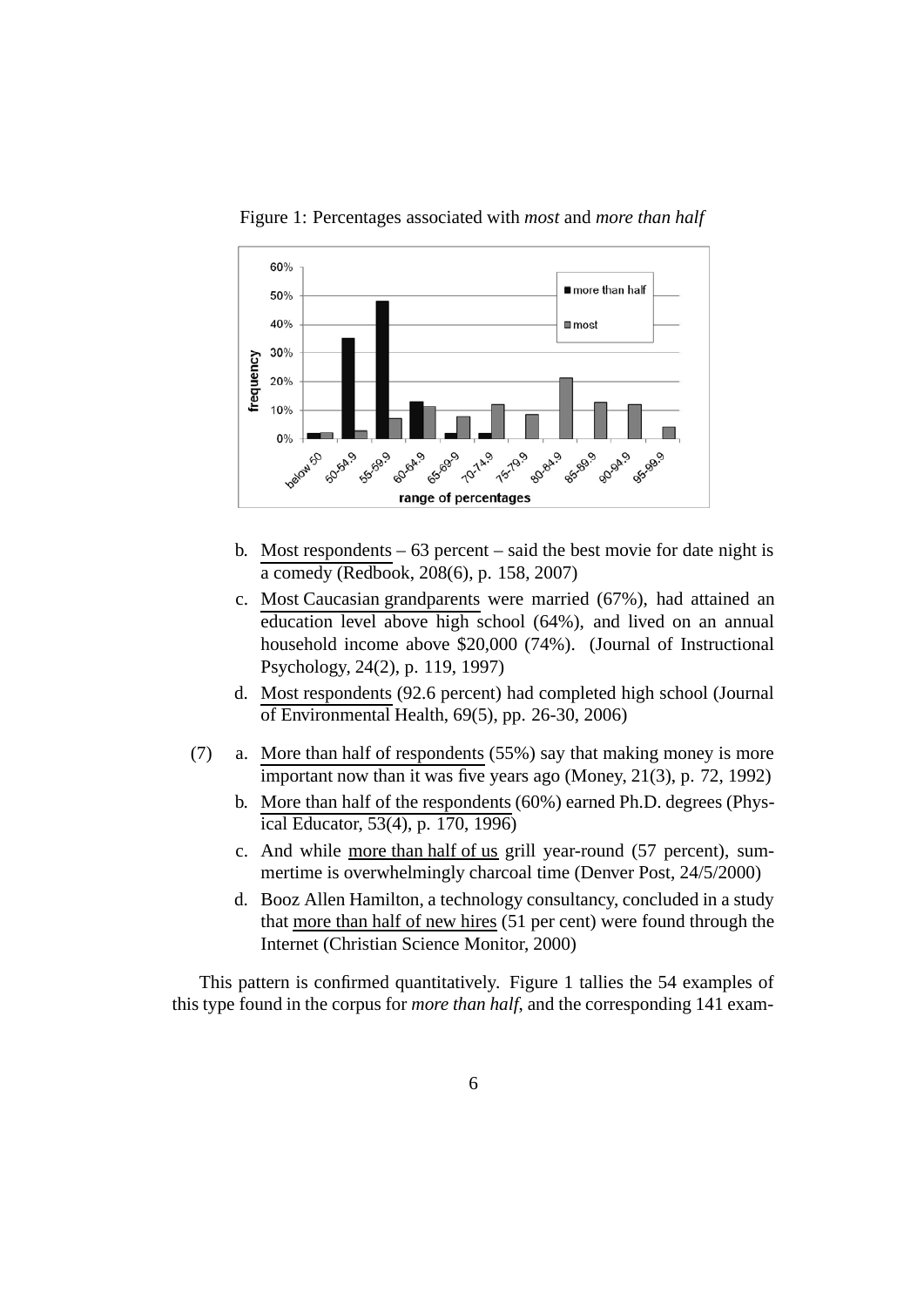Figure 1: Percentages associated with *most* and *more than half*

b. Most respondents – 63 percent – said the best movie for date night is a comedy (Redbook, 208(6), p. 158, 2007)

c. Most Caucasian grandparents were married (67%), had attained an education level above high school (64%), and lived on an annual household income above $20,000 (74%). (Journal of Instructional Psychology, 24(2), p. 119, 1997)

d. Most respondents (92.6 percent) had completed high school (Journal of Environmental Health, 69(5), pp. 26-30, 2006)

(7) a. More than half of respondents (55%) say that making money is more important now than it was five years ago (Money, 21(3), p. 72, 1992)

b. More than half of the respondents (60%) earned Ph.D. degrees (Physical Educator, 53(4), p. 170, 1996)

c. And while more than half of us grill year-round (57 percent), summertime is overwhelmingly charcoal time (Denver Post, 24/5/2000)

d. Booz Allen Hamilton, a technology consultancy, concluded in a study that more than half of new hires (51 per cent) were found through the Internet (Christian Science Monitor, 2000)

This pattern is confirmed quantitatively. Figure 1 tallies the 54 examples of this type found in the corpus for *more than half*, and the corresponding 141 exam-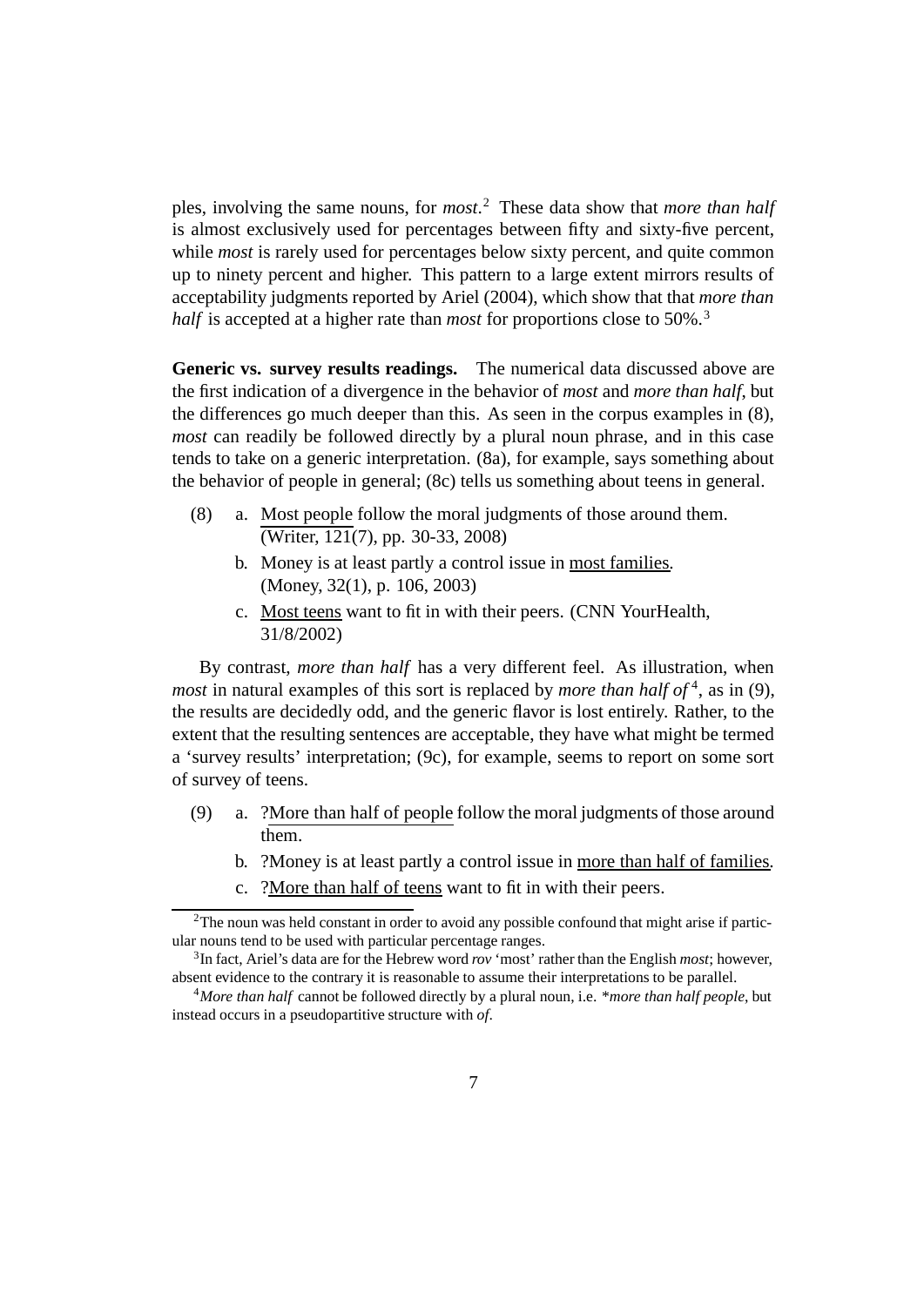ples, involving the same nouns, for *most*.[2] These data show that *more than half* is almost exclusively used for percentages between fifty and sixty-five percent, while *most* is rarely used for percentages below sixty percent, and quite common up to ninety percent and higher. This pattern to a large extent mirrors results of acceptability judgments reported by Ariel (2004), which show that that *more than half* is accepted at a higher rate than *most* for proportions close to 50%.[3]

**Generic vs. survey results readings.** The numerical data discussed above are the first indication of a divergence in the behavior of *most* and *more than half*, but the differences go much deeper than this. As seen in the corpus examples in (8), *most* can readily be followed directly by a plural noun phrase, and in this case tends to take on a generic interpretation. (8a), for example, says something about the behavior of people in general; (8c) tells us something about teens in general.

(8) a. Most people follow the moral judgments of those around them. (Writer, 121(7), pp. 30-33, 2008)

b. Money is at least partly a control issue in most families. (Money, 32(1), p. 106, 2003)

c. Most teens want to fit in with their peers. (CNN YourHealth, 31/8/2002)

By contrast, *more than half* has a very different feel. As illustration, when *most* in natural examples of this sort is replaced by *more than half of*[4], as in (9), the results are decidedly odd, and the generic flavor is lost entirely. Rather, to the extent that the resulting sentences are acceptable, they have what might be termed a 'survey results' interpretation; (9c), for example, seems to report on some sort of survey of teens.

(9) a. ?More than half of people follow the moral judgments of those around them.

b. ?Money is at least partly a control issue in more than half of families.

c. ?More than half of teens want to fit in with their peers.

[2] The noun was held constant in order to avoid any possible confound that might arise if particular nouns tend to be used with particular percentage ranges.

[3] In fact, Ariel's data are for the Hebrew word *rov* 'most' rather than the English *most*; however, absent evidence to the contrary it is reasonable to assume their interpretations to be parallel.

[4] *More than half* cannot be followed directly by a plural noun, i.e. *\*more than half people*, but instead occurs in a pseudopartitive structure with *of*.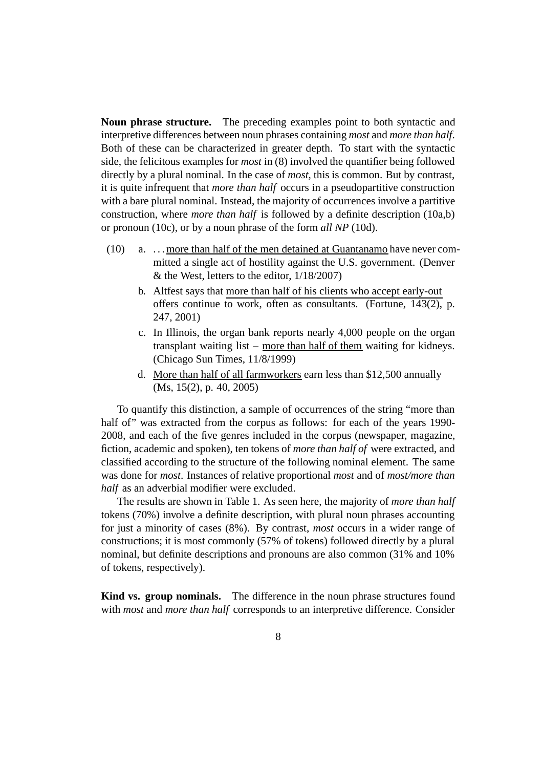**Noun phrase structure.** The preceding examples point to both syntactic and interpretive differences between noun phrases containing *most* and *more than half*. Both of these can be characterized in greater depth. To start with the syntactic side, the felicitous examples for *most* in (8) involved the quantifier being followed directly by a plural nominal. In the case of *most*, this is common. But by contrast, it is quite infrequent that *more than half* occurs in a pseudopartitive construction with a bare plural nominal. Instead, the majority of occurrences involve a partitive construction, where *more than half* is followed by a definite description (10a,b) or pronoun (10c), or by a noun phrase of the form *all NP* (10d).

(10) a. . . . more than half of the men detained at Guantanamo have never committed a single act of hostility against the U.S. government. (Denver & the West, letters to the editor, 1/18/2007)

b. Altfest says that more than half of his clients who accept early-out offers continue to work, often as consultants. (Fortune, 143(2), p. 247, 2001)

c. In Illinois, the organ bank reports nearly 4,000 people on the organ transplant waiting list – more than half of them waiting for kidneys. (Chicago Sun Times, 11/8/1999)

d. More than half of all farmworkers earn less than $12,500 annually (Ms, 15(2), p. 40, 2005)

To quantify this distinction, a sample of occurrences of the string "more than half of" was extracted from the corpus as follows: for each of the years 1990-2008, and each of the five genres included in the corpus (newspaper, magazine, fiction, academic and spoken), ten tokens of *more than half of* were extracted, and classified according to the structure of the following nominal element. The same was done for *most*. Instances of relative proportional *most* and of *most/more than half* as an adverbial modifier were excluded.

The results are shown in Table 1. As seen here, the majority of *more than half* tokens (70%) involve a definite description, with plural noun phrases accounting for just a minority of cases (8%). By contrast, *most* occurs in a wider range of constructions; it is most commonly (57% of tokens) followed directly by a plural nominal, but definite descriptions and pronouns are also common (31% and 10% of tokens, respectively).

**Kind vs. group nominals.** The difference in the noun phrase structures found with *most* and *more than half* corresponds to an interpretive difference. Consider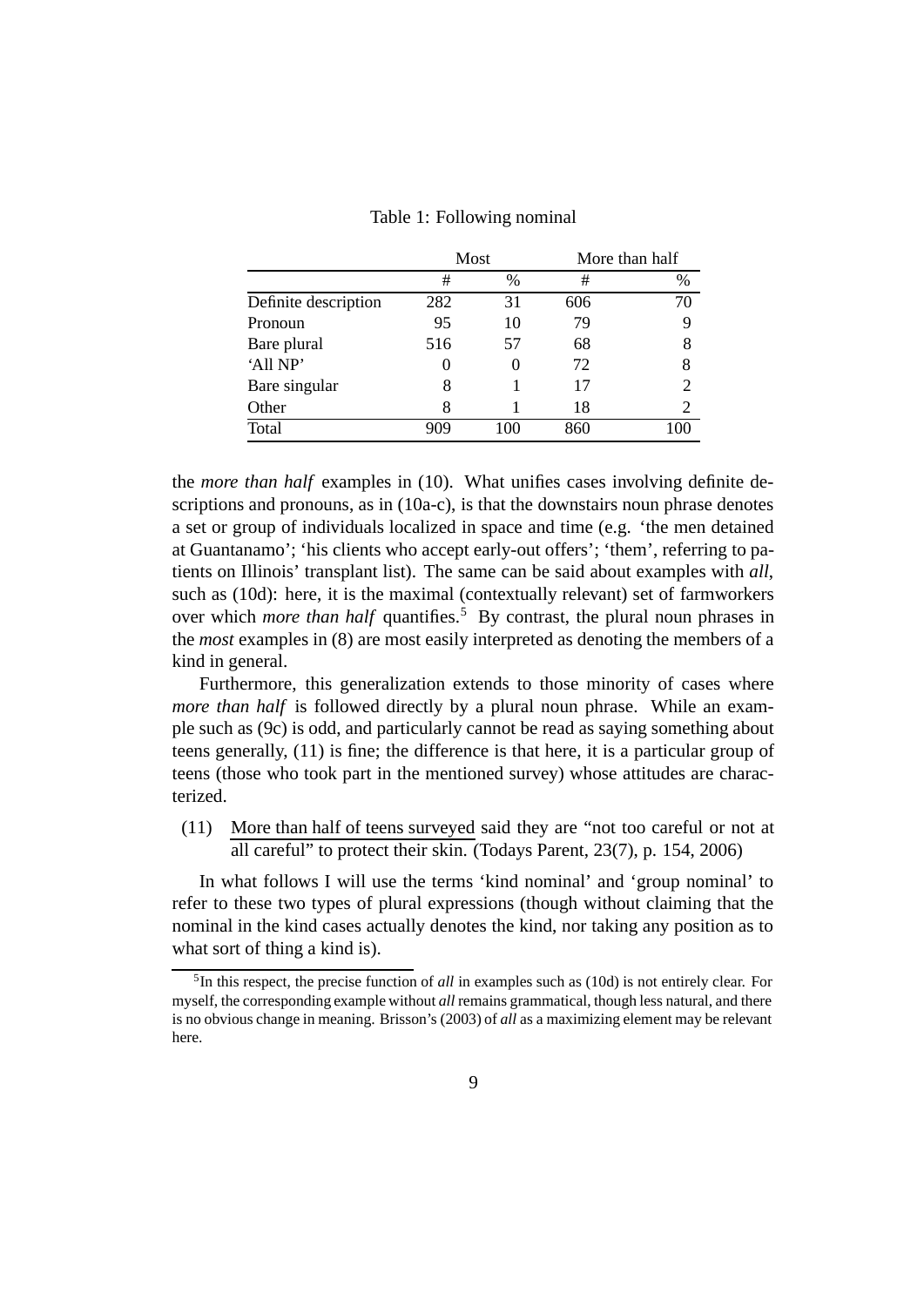Table 1: Following nominal

| | Most | | More than half | |
|---|---|---|---|---|
| | # | % | # | % |
| Definite description | 282 | 31 | 606 | 70 |
| Pronoun | 95 | 10 | 79 | 9 |
| Bare plural | 516 | 57 | 68 | 8 |
| 'All NP' | 0 | 0 | 72 | 8 |
| Bare singular | 8 | 1 | 17 | 2 |
| Other | 8 | 1 | 18 | 2 |
| Total | 909 | 100 | 860 | 100 |

the *more than half* examples in (10). What unifies cases involving definite descriptions and pronouns, as in (10a-c), is that the downstairs noun phrase denotes a set or group of individuals localized in space and time (e.g. 'the men detained at Guantanamo'; 'his clients who accept early-out offers'; 'them', referring to patients on Illinois' transplant list). The same can be said about examples with *all*, such as (10d): here, it is the maximal (contextually relevant) set of farmworkers over which *more than half* quantifies.[5] By contrast, the plural noun phrases in the *most* examples in (8) are most easily interpreted as denoting the members of a kind in general.

Furthermore, this generalization extends to those minority of cases where *more than half* is followed directly by a plural noun phrase. While an example such as (9c) is odd, and particularly cannot be read as saying something about teens generally, (11) is fine; the difference is that here, it is a particular group of teens (those who took part in the mentioned survey) whose attitudes are characterized.

(11) More than half of teens surveyed said they are "not too careful or not at all careful" to protect their skin. (Todays Parent, 23(7), p. 154, 2006)

In what follows I will use the terms 'kind nominal' and 'group nominal' to refer to these two types of plural expressions (though without claiming that the nominal in the kind cases actually denotes the kind, nor taking any position as to what sort of thing a kind is).

[5] In this respect, the precise function of *all* in examples such as (10d) is not entirely clear. For myself, the corresponding example without *all* remains grammatical, though less natural, and there is no obvious change in meaning. Brisson's (2003) of *all* as a maximizing element may be relevant here.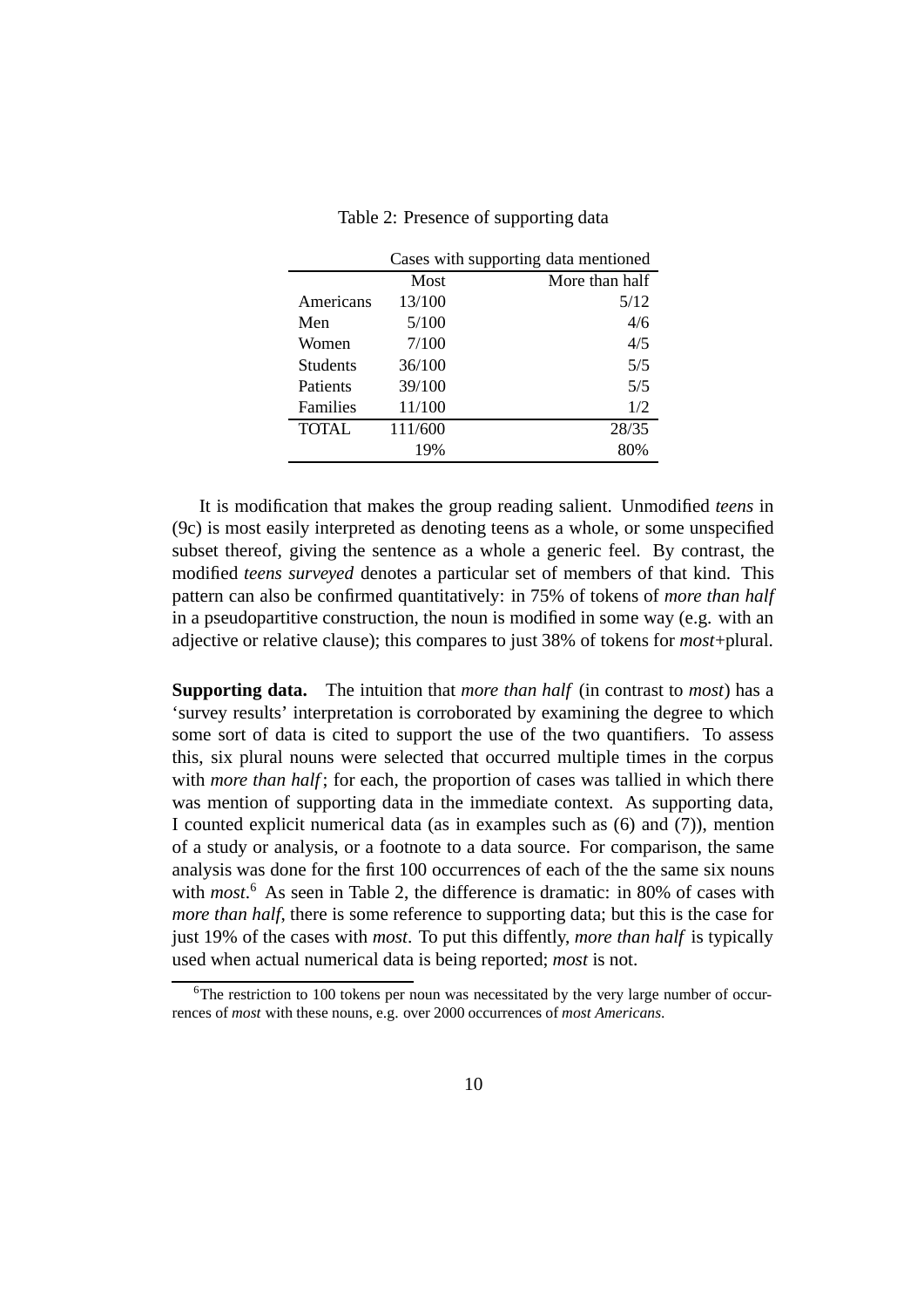Table 2: Presence of supporting data

| | Cases with supporting data mentioned | |
|---|---|---|
| | Most | More than half |
| Americans | 13/100 | 5/12 |
| Men | 5/100 | 4/6 |
| Women | 7/100 | 4/5 |
| Students | 36/100 | 5/5 |
| Patients | 39/100 | 5/5 |
| Families | 11/100 | 1/2 |
| TOTAL | 111/600 | 28/35 |
| | 19% | 80% |

It is modification that makes the group reading salient. Unmodified *teens* in (9c) is most easily interpreted as denoting teens as a whole, or some unspecified subset thereof, giving the sentence as a whole a generic feel. By contrast, the modified *teens surveyed* denotes a particular set of members of that kind. This pattern can also be confirmed quantitatively: in 75% of tokens of *more than half* in a pseudopartitive construction, the noun is modified in some way (e.g. with an adjective or relative clause); this compares to just 38% of tokens for *most*+plural.

**Supporting data.** The intuition that *more than half* (in contrast to *most*) has a 'survey results' interpretation is corroborated by examining the degree to which some sort of data is cited to support the use of the two quantifiers. To assess this, six plural nouns were selected that occurred multiple times in the corpus with *more than half*; for each, the proportion of cases was tallied in which there was mention of supporting data in the immediate context. As supporting data, I counted explicit numerical data (as in examples such as (6) and (7)), mention of a study or analysis, or a footnote to a data source. For comparison, the same analysis was done for the first 100 occurrences of each of the the same six nouns with *most*.[6] As seen in Table 2, the difference is dramatic: in 80% of cases with *more than half*, there is some reference to supporting data; but this is the case for just 19% of the cases with *most*. To put this diffently, *more than half* is typically used when actual numerical data is being reported; *most* is not.

[6]The restriction to 100 tokens per noun was necessitated by the very large number of occurrences of *most* with these nouns, e.g. over 2000 occurrences of *most Americans*.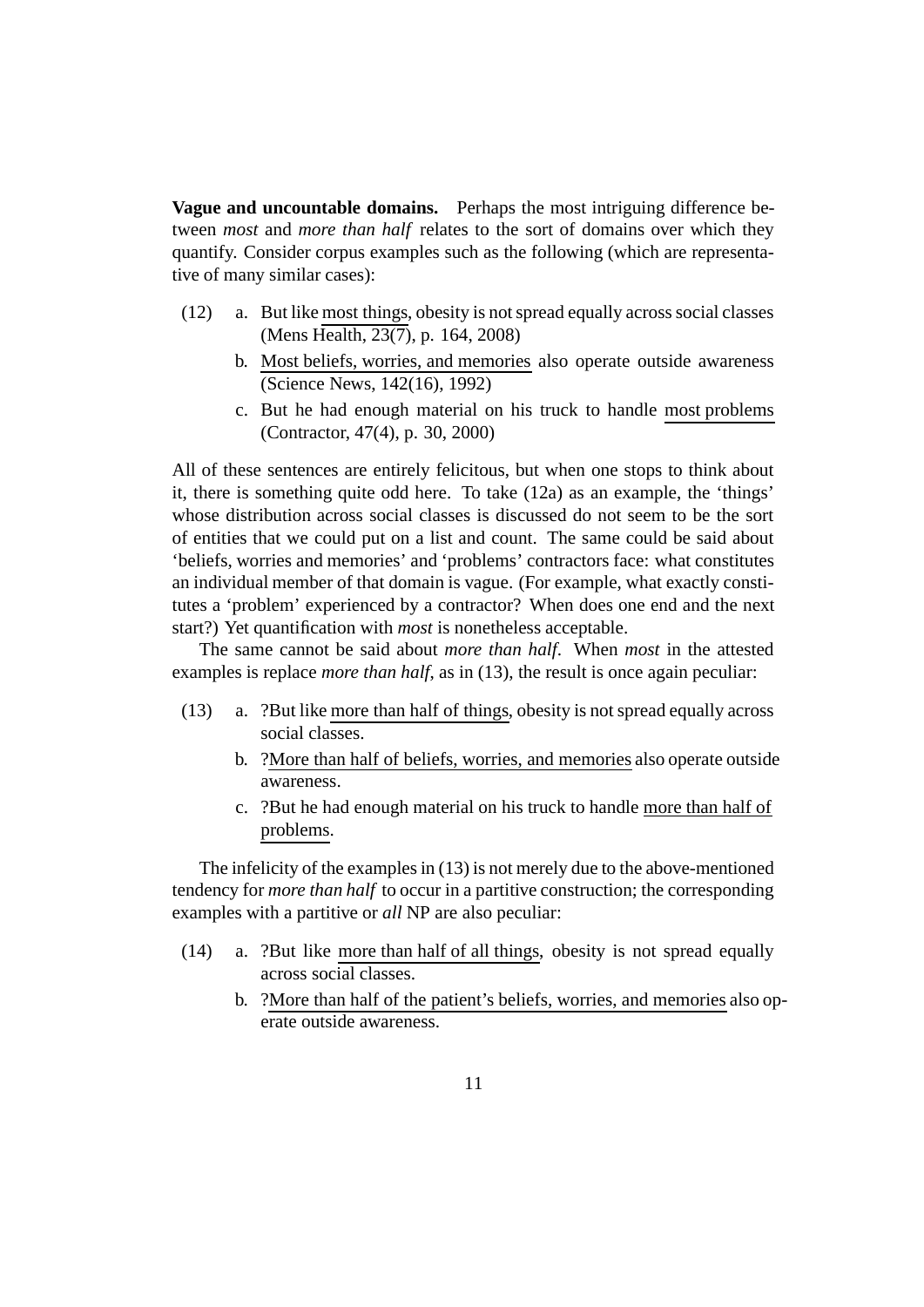**Vague and uncountable domains.** Perhaps the most intriguing difference between *most* and *more than half* relates to the sort of domains over which they quantify. Consider corpus examples such as the following (which are representative of many similar cases):

(12) a. But like most things, obesity is not spread equally across social classes (Mens Health, 23(7), p. 164, 2008)

b. Most beliefs, worries, and memories also operate outside awareness (Science News, 142(16), 1992)

c. But he had enough material on his truck to handle most problems (Contractor, 47(4), p. 30, 2000)

All of these sentences are entirely felicitous, but when one stops to think about it, there is something quite odd here. To take (12a) as an example, the 'things' whose distribution across social classes is discussed do not seem to be the sort of entities that we could put on a list and count. The same could be said about 'beliefs, worries and memories' and 'problems' contractors face: what constitutes an individual member of that domain is vague. (For example, what exactly constitutes a 'problem' experienced by a contractor? When does one end and the next start?) Yet quantification with *most* is nonetheless acceptable.

The same cannot be said about *more than half*. When *most* in the attested examples is replace *more than half*, as in (13), the result is once again peculiar:

(13) a. ?But like more than half of things, obesity is not spread equally across social classes.

b. ?More than half of beliefs, worries, and memories also operate outside awareness.

c. ?But he had enough material on his truck to handle more than half of problems.

The infelicity of the examples in (13) is not merely due to the above-mentioned tendency for *more than half* to occur in a partitive construction; the corresponding examples with a partitive or *all* NP are also peculiar:

(14) a. ?But like more than half of all things, obesity is not spread equally across social classes.

b. ?More than half of the patient's beliefs, worries, and memories also operate outside awareness.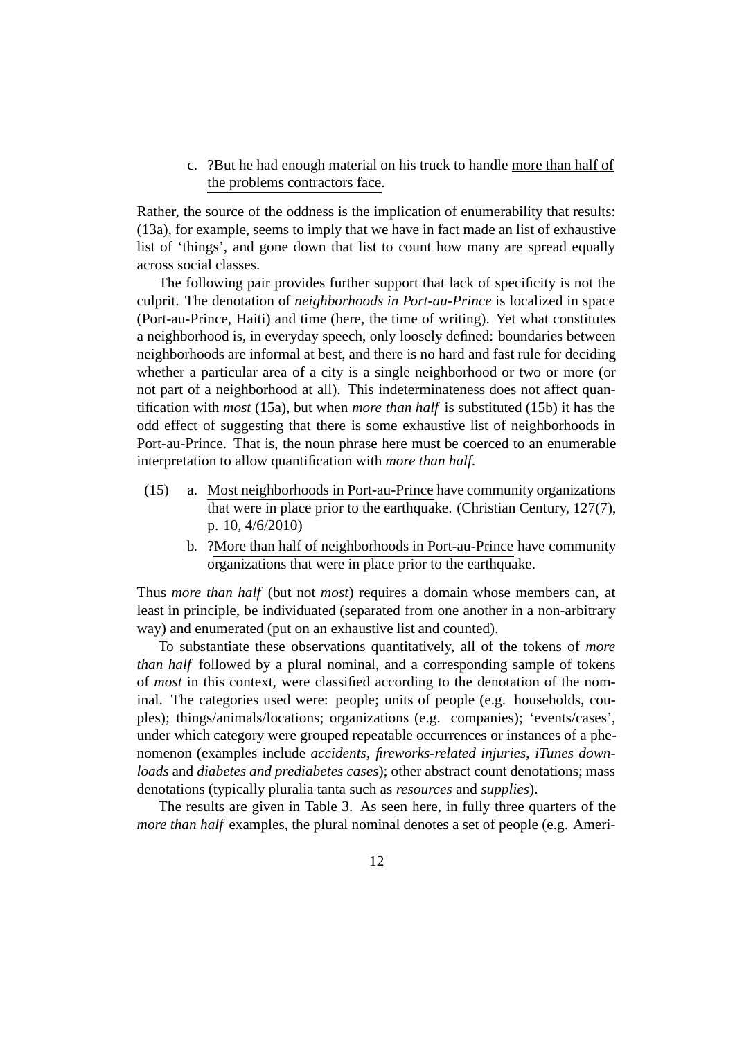c. ?But he had enough material on his truck to handle more than half of the problems contractors face.

Rather, the source of the oddness is the implication of enumerability that results: (13a), for example, seems to imply that we have in fact made an list of exhaustive list of 'things', and gone down that list to count how many are spread equally across social classes.

The following pair provides further support that lack of specificity is not the culprit. The denotation of *neighborhoods in Port-au-Prince* is localized in space (Port-au-Prince, Haiti) and time (here, the time of writing). Yet what constitutes a neighborhood is, in everyday speech, only loosely defined: boundaries between neighborhoods are informal at best, and there is no hard and fast rule for deciding whether a particular area of a city is a single neighborhood or two or more (or not part of a neighborhood at all). This indeterminateness does not affect quantification with *most* (15a), but when *more than half* is substituted (15b) it has the odd effect of suggesting that there is some exhaustive list of neighborhoods in Port-au-Prince. That is, the noun phrase here must be coerced to an enumerable interpretation to allow quantification with *more than half*.

(15) a. Most neighborhoods in Port-au-Prince have community organizations that were in place prior to the earthquake. (Christian Century, 127(7), p. 10, 4/6/2010)

b. ?More than half of neighborhoods in Port-au-Prince have community organizations that were in place prior to the earthquake.

Thus *more than half* (but not *most*) requires a domain whose members can, at least in principle, be individuated (separated from one another in a non-arbitrary way) and enumerated (put on an exhaustive list and counted).

To substantiate these observations quantitatively, all of the tokens of *more than half* followed by a plural nominal, and a corresponding sample of tokens of *most* in this context, were classified according to the denotation of the nominal. The categories used were: people; units of people (e.g. households, couples); things/animals/locations; organizations (e.g. companies); 'events/cases', under which category were grouped repeatable occurrences or instances of a phenomenon (examples include *accidents*, *fireworks-related injuries*, *iTunes downloads* and *diabetes and prediabetes cases*); other abstract count denotations; mass denotations (typically pluralia tanta such as *resources* and *supplies*).

The results are given in Table 3. As seen here, in fully three quarters of the *more than half* examples, the plural nominal denotes a set of people (e.g. Ameri-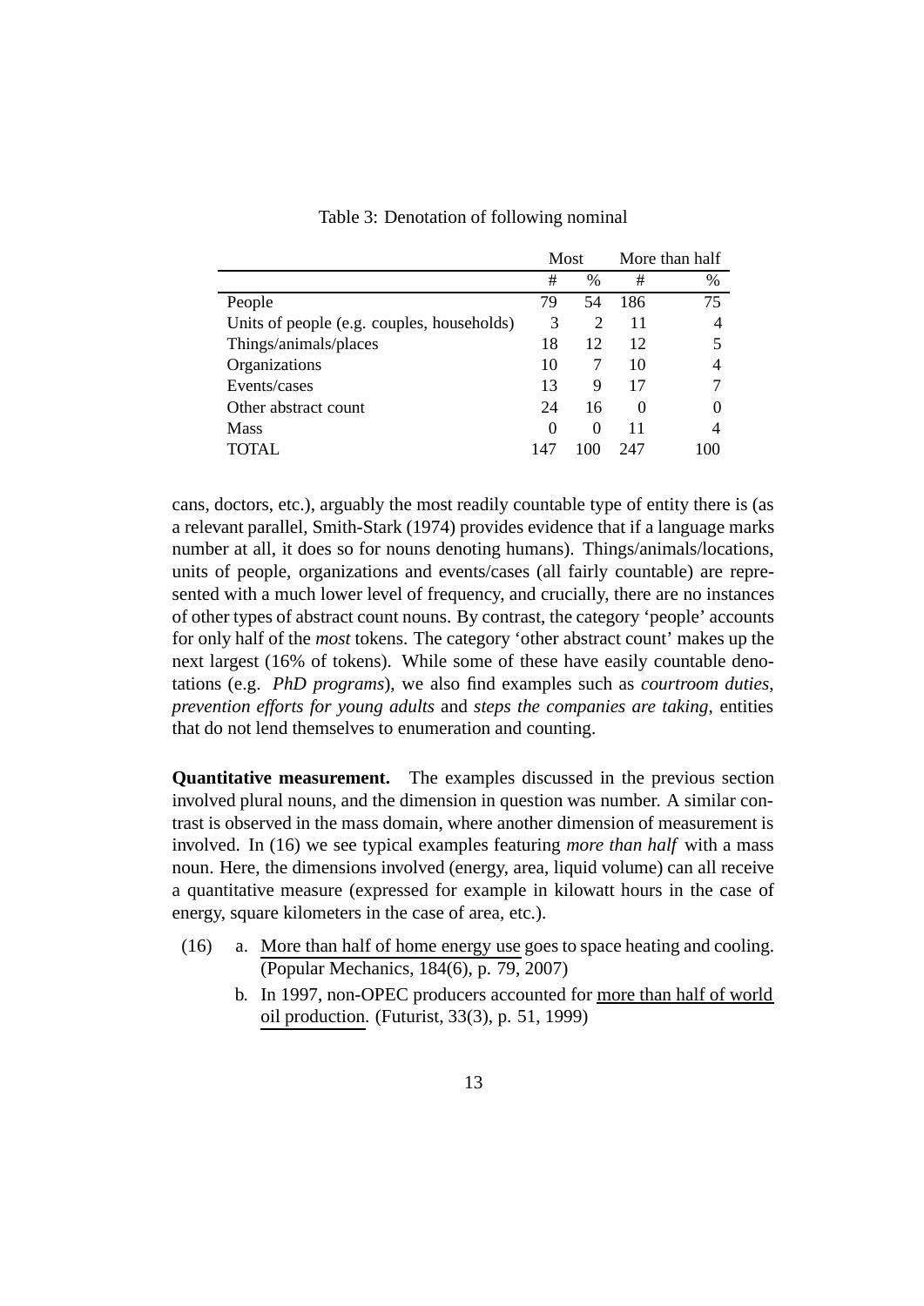Table 3: Denotation of following nominal

| | Most | | More than half | |
|---|---|---|---|---|
| | # | % | # | % |
| People | 79 | 54 | 186 | 75 |
| Units of people (e.g. couples, households) | 3 | 2 | 11 | 4 |
| Things/animals/places | 18 | 12 | 12 | 5 |
| Organizations | 10 | 7 | 10 | 4 |
| Events/cases | 13 | 9 | 17 | 7 |
| Other abstract count | 24 | 16 | 0 | 0 |
| Mass | 0 | 0 | 11 | 4 |
| TOTAL | 147 | 100 | 247 | 100 |

cans, doctors, etc.), arguably the most readily countable type of entity there is (as a relevant parallel, Smith-Stark (1974) provides evidence that if a language marks number at all, it does so for nouns denoting humans). Things/animals/locations, units of people, organizations and events/cases (all fairly countable) are represented with a much lower level of frequency, and crucially, there are no instances of other types of abstract count nouns. By contrast, the category 'people' accounts for only half of the *most* tokens. The category 'other abstract count' makes up the next largest (16% of tokens). While some of these have easily countable denotations (e.g. *PhD programs*), we also find examples such as *courtroom duties*, *prevention efforts for young adults* and *steps the companies are taking*, entities that do not lend themselves to enumeration and counting.

**Quantitative measurement.** The examples discussed in the previous section involved plural nouns, and the dimension in question was number. A similar contrast is observed in the mass domain, where another dimension of measurement is involved. In (16) we see typical examples featuring *more than half* with a mass noun. Here, the dimensions involved (energy, area, liquid volume) can all receive a quantitative measure (expressed for example in kilowatt hours in the case of energy, square kilometers in the case of area, etc.).

(16) a. More than half of home energy use goes to space heating and cooling. (Popular Mechanics, 184(6), p. 79, 2007)

b. In 1997, non-OPEC producers accounted for more than half of world oil production. (Futurist, 33(3), p. 51, 1999)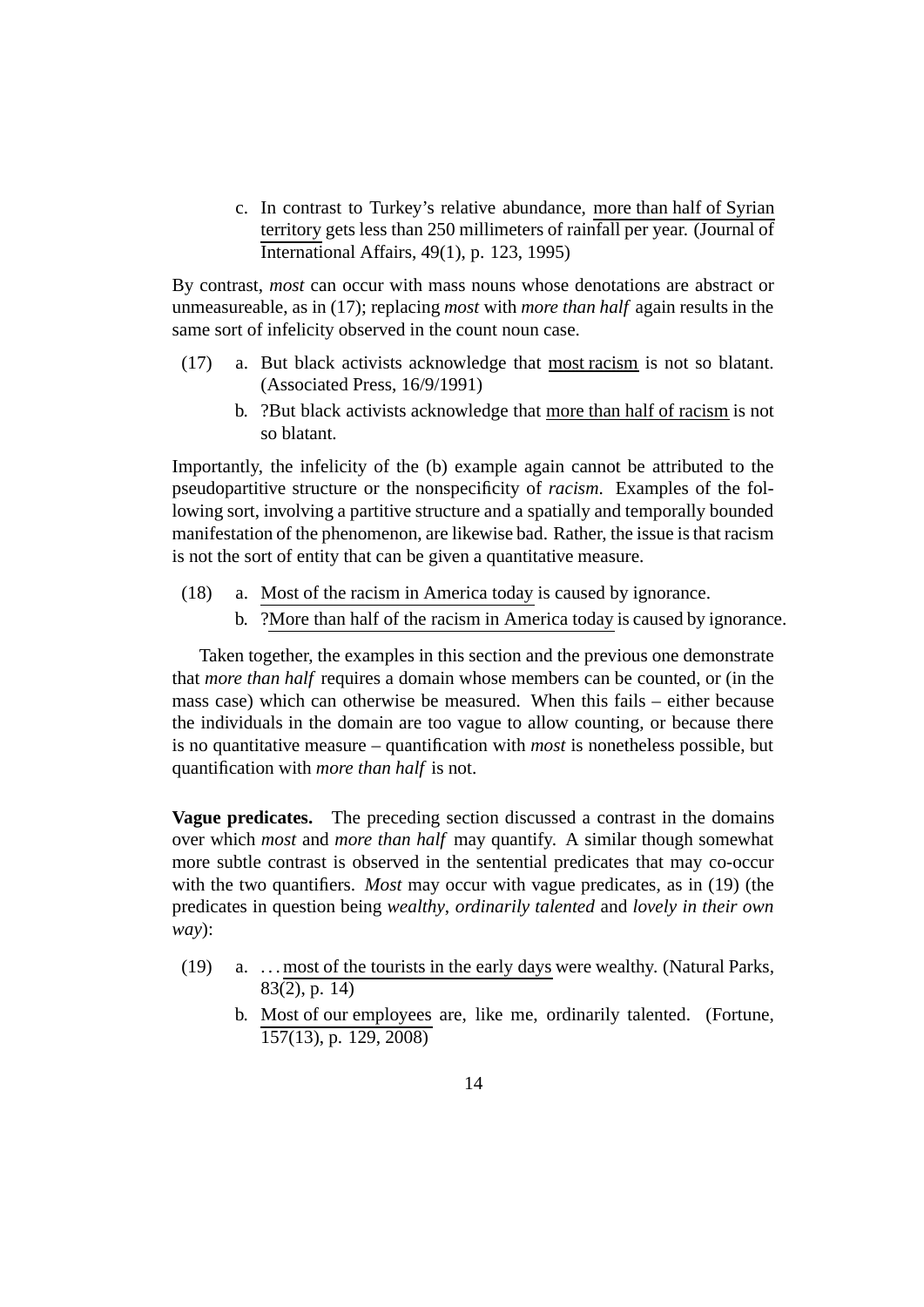c. In contrast to Turkey's relative abundance, more than half of Syrian territory gets less than 250 millimeters of rainfall per year. (Journal of International Affairs, 49(1), p. 123, 1995)

By contrast, *most* can occur with mass nouns whose denotations are abstract or unmeasureable, as in (17); replacing *most* with *more than half* again results in the same sort of infelicity observed in the count noun case.

(17) a. But black activists acknowledge that most racism is not so blatant. (Associated Press, 16/9/1991)

b. ?But black activists acknowledge that more than half of racism is not so blatant.

Importantly, the infelicity of the (b) example again cannot be attributed to the pseudopartitive structure or the nonspecificity of *racism*. Examples of the following sort, involving a partitive structure and a spatially and temporally bounded manifestation of the phenomenon, are likewise bad. Rather, the issue is that racism is not the sort of entity that can be given a quantitative measure.

(18) a. Most of the racism in America today is caused by ignorance.

b. ?More than half of the racism in America today is caused by ignorance.

Taken together, the examples in this section and the previous one demonstrate that *more than half* requires a domain whose members can be counted, or (in the mass case) which can otherwise be measured. When this fails – either because the individuals in the domain are too vague to allow counting, or because there is no quantitative measure – quantification with *most* is nonetheless possible, but quantification with *more than half* is not.

**Vague predicates.** The preceding section discussed a contrast in the domains over which *most* and *more than half* may quantify. A similar though somewhat more subtle contrast is observed in the sentential predicates that may co-occur with the two quantifiers. *Most* may occur with vague predicates, as in (19) (the predicates in question being *wealthy*, *ordinarily talented* and *lovely in their own way*):

(19) a. ...most of the tourists in the early days were wealthy. (Natural Parks, 83(2), p. 14)

b. Most of our employees are, like me, ordinarily talented. (Fortune, 157(13), p. 129, 2008)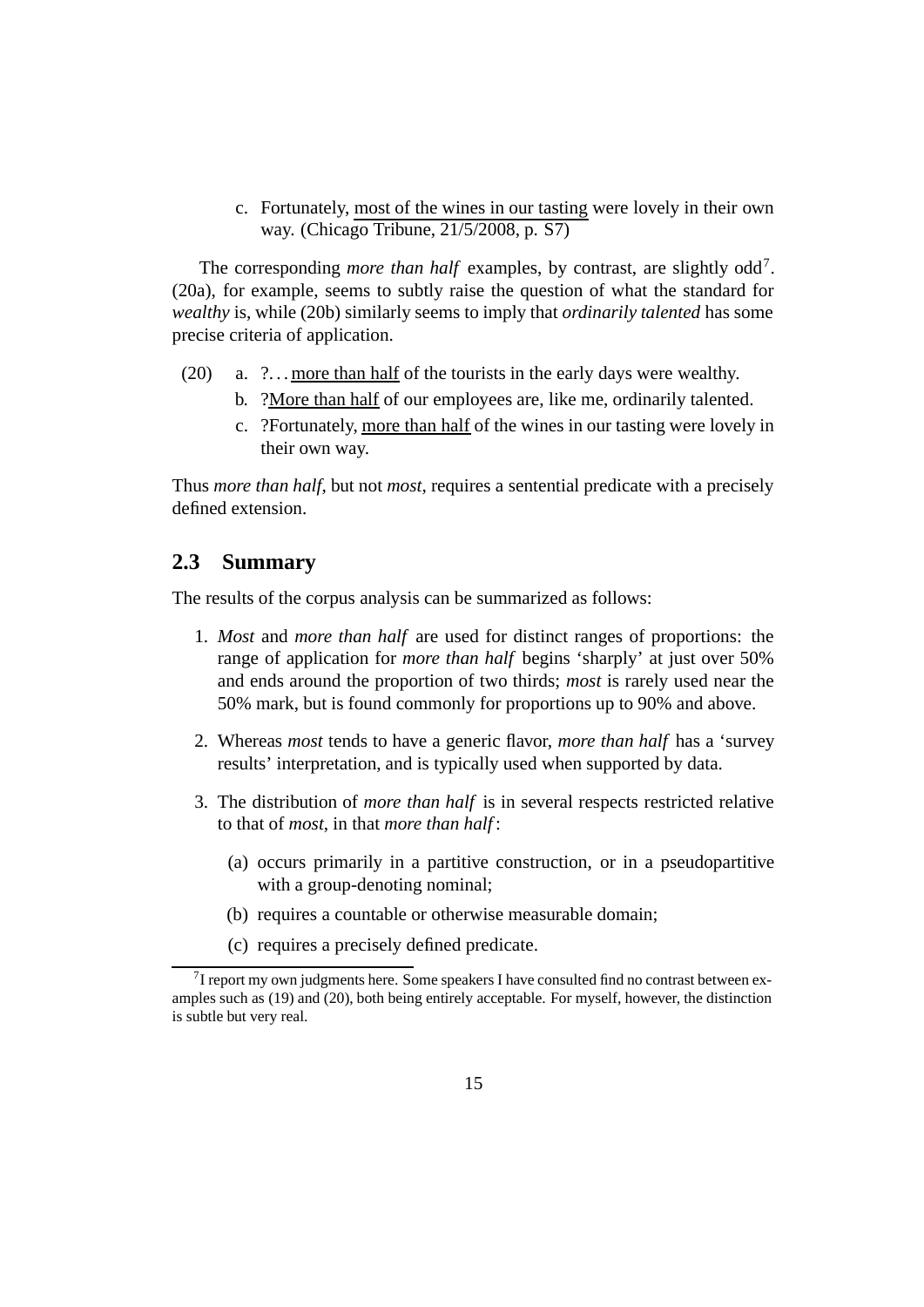c. Fortunately, most of the wines in our tasting were lovely in their own way. (Chicago Tribune, 21/5/2008, p. S7)

The corresponding *more than half* examples, by contrast, are slightly odd[7]. (20a), for example, seems to subtly raise the question of what the standard for *wealthy* is, while (20b) similarly seems to imply that *ordinarily talented* has some precise criteria of application.

(20) a. ?. . . more than half of the tourists in the early days were wealthy.

b. ?More than half of our employees are, like me, ordinarily talented.

c. ?Fortunately, more than half of the wines in our tasting were lovely in their own way.

Thus *more than half*, but not *most*, requires a sentential predicate with a precisely defined extension.

## 2.3 Summary

The results of the corpus analysis can be summarized as follows:

1. *Most* and *more than half* are used for distinct ranges of proportions: the range of application for *more than half* begins 'sharply' at just over 50% and ends around the proportion of two thirds; *most* is rarely used near the 50% mark, but is found commonly for proportions up to 90% and above.

2. Whereas *most* tends to have a generic flavor, *more than half* has a 'survey results' interpretation, and is typically used when supported by data.

3. The distribution of *more than half* is in several respects restricted relative to that of *most*, in that *more than half*:

   (a) occurs primarily in a partitive construction, or in a pseudopartitive with a group-denoting nominal;

   (b) requires a countable or otherwise measurable domain;

   (c) requires a precisely defined predicate.

[7] I report my own judgments here. Some speakers I have consulted find no contrast between examples such as (19) and (20), both being entirely acceptable. For myself, however, the distinction is subtle but very real.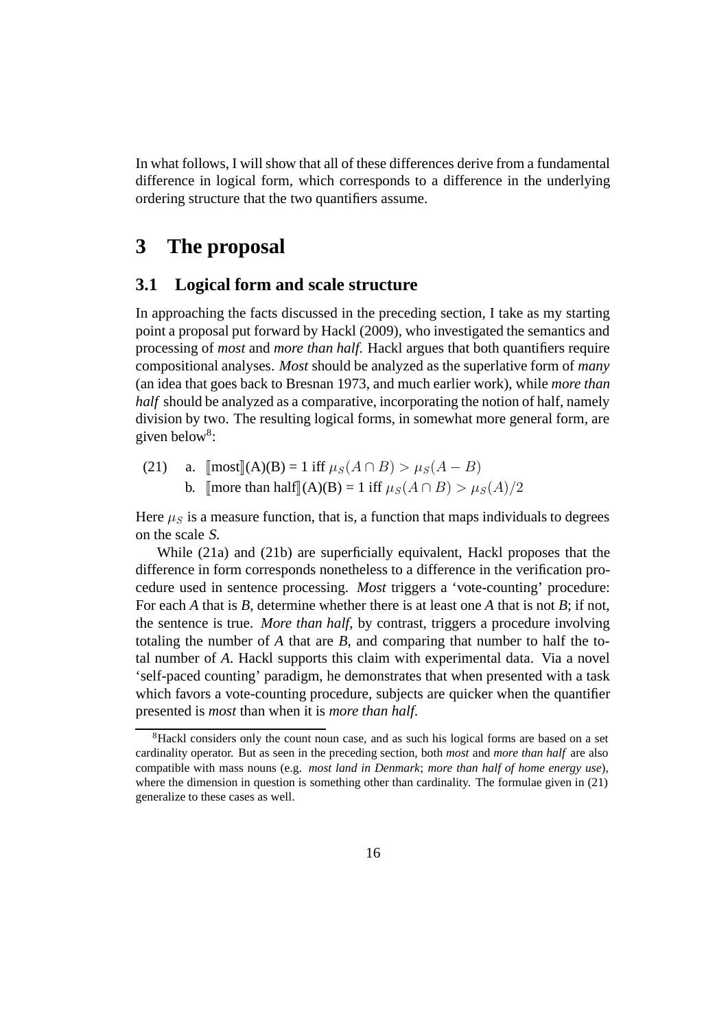In what follows, I will show that all of these differences derive from a fundamental difference in logical form, which corresponds to a difference in the underlying ordering structure that the two quantifiers assume.

# 3 The proposal

## 3.1 Logical form and scale structure

In approaching the facts discussed in the preceding section, I take as my starting point a proposal put forward by Hackl (2009), who investigated the semantics and processing of *most* and *more than half*. Hackl argues that both quantifiers require compositional analyses. *Most* should be analyzed as the superlative form of *many* (an idea that goes back to Bresnan 1973, and much earlier work), while *more than half* should be analyzed as a comparative, incorporating the notion of half, namely division by two. The resulting logical forms, in somewhat more general form, are given below[8]:

(21) a. $[\![\text{most}]\!]$(A)(B) = 1 iff $\mu_S(A \cap B) > \mu_S(A - B)$

b. $[\![\text{more than half}]\!]$(A)(B) = 1 iff $\mu_S(A \cap B) > \mu_S(A)/2$

Here $\mu_S$ is a measure function, that is, a function that maps individuals to degrees on the scale *S*.

While (21a) and (21b) are superficially equivalent, Hackl proposes that the difference in form corresponds nonetheless to a difference in the verification procedure used in sentence processing. *Most* triggers a 'vote-counting' procedure: For each *A* that is *B*, determine whether there is at least one *A* that is not *B*; if not, the sentence is true. *More than half*, by contrast, triggers a procedure involving totaling the number of *A* that are *B*, and comparing that number to half the total number of *A*. Hackl supports this claim with experimental data. Via a novel 'self-paced counting' paradigm, he demonstrates that when presented with a task which favors a vote-counting procedure, subjects are quicker when the quantifier presented is *most* than when it is *more than half*.

[8] Hackl considers only the count noun case, and as such his logical forms are based on a set cardinality operator. But as seen in the preceding section, both *most* and *more than half* are also compatible with mass nouns (e.g. *most land in Denmark*; *more than half of home energy use*), where the dimension in question is something other than cardinality. The formulae given in (21) generalize to these cases as well.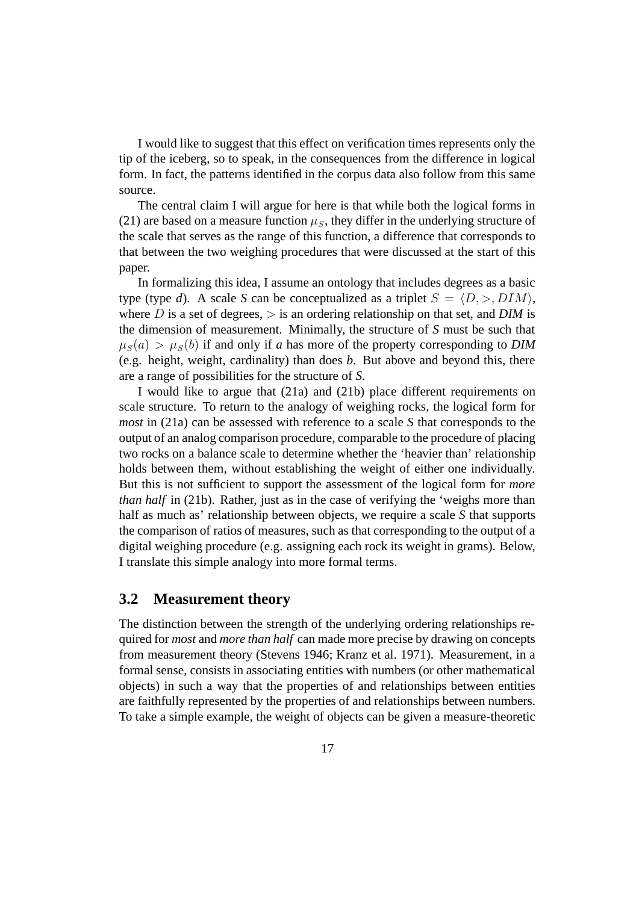I would like to suggest that this effect on verification times represents only the tip of the iceberg, so to speak, in the consequences from the difference in logical form. In fact, the patterns identified in the corpus data also follow from this same source.

The central claim I will argue for here is that while both the logical forms in (21) are based on a measure function $\mu_S$, they differ in the underlying structure of the scale that serves as the range of this function, a difference that corresponds to that between the two weighing procedures that were discussed at the start of this paper.

In formalizing this idea, I assume an ontology that includes degrees as a basic type (type *d*). A scale *S* can be conceptualized as a triplet $S = \langle D, >, DIM \rangle$, where $D$ is a set of degrees, $>$ is an ordering relationship on that set, and *DIM* is the dimension of measurement. Minimally, the structure of *S* must be such that $\mu_S(a) > \mu_S(b)$ if and only if *a* has more of the property corresponding to *DIM* (e.g. height, weight, cardinality) than does *b*. But above and beyond this, there are a range of possibilities for the structure of *S*.

I would like to argue that (21a) and (21b) place different requirements on scale structure. To return to the analogy of weighing rocks, the logical form for *most* in (21a) can be assessed with reference to a scale *S* that corresponds to the output of an analog comparison procedure, comparable to the procedure of placing two rocks on a balance scale to determine whether the 'heavier than' relationship holds between them, without establishing the weight of either one individually. But this is not sufficient to support the assessment of the logical form for *more than half* in (21b). Rather, just as in the case of verifying the 'weighs more than half as much as' relationship between objects, we require a scale *S* that supports the comparison of ratios of measures, such as that corresponding to the output of a digital weighing procedure (e.g. assigning each rock its weight in grams). Below, I translate this simple analogy into more formal terms.

### 3.2 Measurement theory

The distinction between the strength of the underlying ordering relationships required for *most* and *more than half* can made more precise by drawing on concepts from measurement theory (Stevens 1946; Kranz et al. 1971). Measurement, in a formal sense, consists in associating entities with numbers (or other mathematical objects) in such a way that the properties of and relationships between entities are faithfully represented by the properties of and relationships between numbers. To take a simple example, the weight of objects can be given a measure-theoretic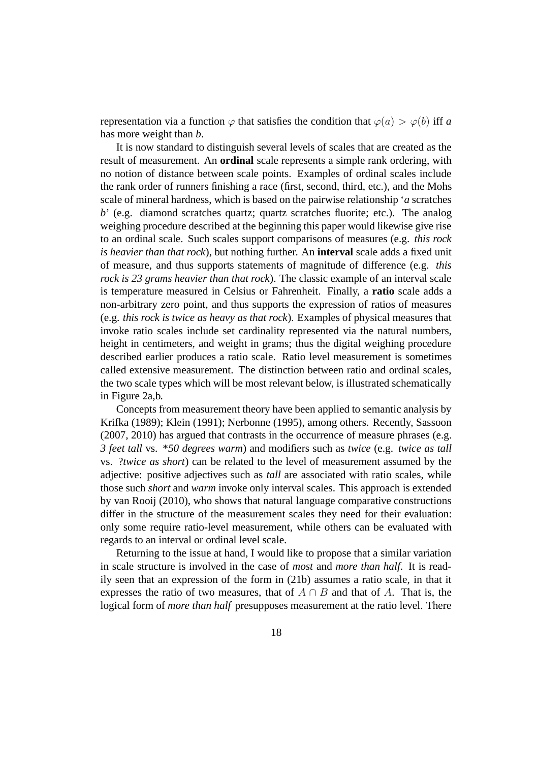representation via a function $\varphi$ that satisfies the condition that $\varphi(a) > \varphi(b)$ iff *a* has more weight than *b*.

It is now standard to distinguish several levels of scales that are created as the result of measurement. An **ordinal** scale represents a simple rank ordering, with no notion of distance between scale points. Examples of ordinal scales include the rank order of runners finishing a race (first, second, third, etc.), and the Mohs scale of mineral hardness, which is based on the pairwise relationship '*a* scratches *b*' (e.g. diamond scratches quartz; quartz scratches fluorite; etc.). The analog weighing procedure described at the beginning this paper would likewise give rise to an ordinal scale. Such scales support comparisons of measures (e.g. *this rock is heavier than that rock*), but nothing further. An **interval** scale adds a fixed unit of measure, and thus supports statements of magnitude of difference (e.g. *this rock is 23 grams heavier than that rock*). The classic example of an interval scale is temperature measured in Celsius or Fahrenheit. Finally, a **ratio** scale adds a non-arbitrary zero point, and thus supports the expression of ratios of measures (e.g. *this rock is twice as heavy as that rock*). Examples of physical measures that invoke ratio scales include set cardinality represented via the natural numbers, height in centimeters, and weight in grams; thus the digital weighing procedure described earlier produces a ratio scale. Ratio level measurement is sometimes called extensive measurement. The distinction between ratio and ordinal scales, the two scale types which will be most relevant below, is illustrated schematically in Figure 2a,b.

Concepts from measurement theory have been applied to semantic analysis by Krifka (1989); Klein (1991); Nerbonne (1995), among others. Recently, Sassoon (2007, 2010) has argued that contrasts in the occurrence of measure phrases (e.g. *3 feet tall* vs. **50 degrees warm*) and modifiers such as *twice* (e.g. *twice as tall* vs. ?*twice as short*) can be related to the level of measurement assumed by the adjective: positive adjectives such as *tall* are associated with ratio scales, while those such *short* and *warm* invoke only interval scales. This approach is extended by van Rooij (2010), who shows that natural language comparative constructions differ in the structure of the measurement scales they need for their evaluation: only some require ratio-level measurement, while others can be evaluated with regards to an interval or ordinal level scale.

Returning to the issue at hand, I would like to propose that a similar variation in scale structure is involved in the case of *most* and *more than half*. It is readily seen that an expression of the form in (21b) assumes a ratio scale, in that it expresses the ratio of two measures, that of $A \cap B$ and that of $A$. That is, the logical form of *more than half* presupposes measurement at the ratio level. There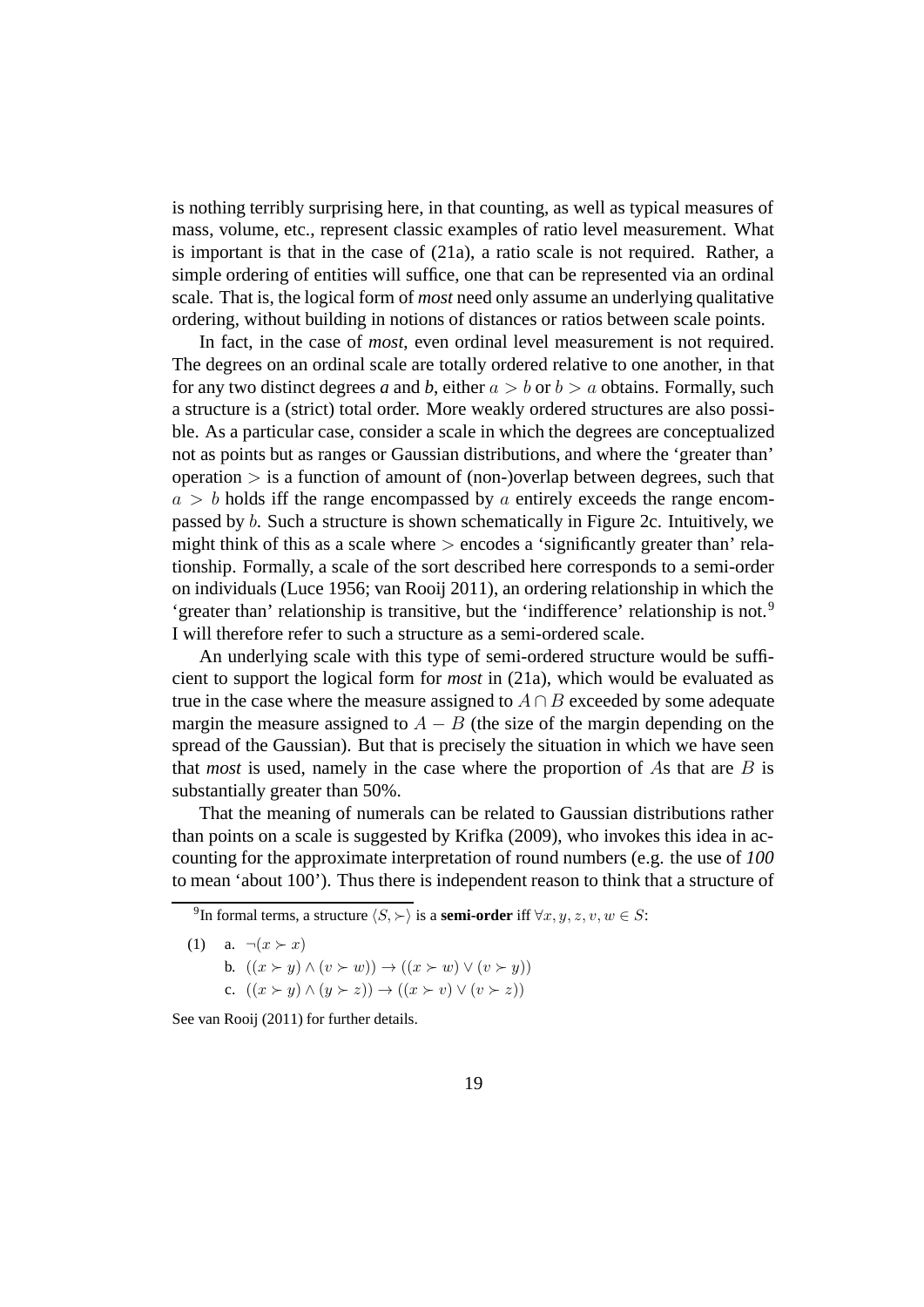is nothing terribly surprising here, in that counting, as well as typical measures of mass, volume, etc., represent classic examples of ratio level measurement. What is important is that in the case of (21a), a ratio scale is not required. Rather, a simple ordering of entities will suffice, one that can be represented via an ordinal scale. That is, the logical form of *most* need only assume an underlying qualitative ordering, without building in notions of distances or ratios between scale points.

In fact, in the case of *most*, even ordinal level measurement is not required. The degrees on an ordinal scale are totally ordered relative to one another, in that for any two distinct degrees *a* and *b*, either $a > b$ or $b > a$ obtains. Formally, such a structure is a (strict) total order. More weakly ordered structures are also possible. As a particular case, consider a scale in which the degrees are conceptualized not as points but as ranges or Gaussian distributions, and where the 'greater than' operation $>$ is a function of amount of (non-)overlap between degrees, such that $a > b$ holds iff the range encompassed by $a$ entirely exceeds the range encompassed by $b$. Such a structure is shown schematically in Figure 2c. Intuitively, we might think of this as a scale where $>$ encodes a 'significantly greater than' relationship. Formally, a scale of the sort described here corresponds to a semi-order on individuals (Luce 1956; van Rooij 2011), an ordering relationship in which the 'greater than' relationship is transitive, but the 'indifference' relationship is not.[9] I will therefore refer to such a structure as a semi-ordered scale.

An underlying scale with this type of semi-ordered structure would be sufficient to support the logical form for *most* in (21a), which would be evaluated as true in the case where the measure assigned to $A \cap B$ exceeded by some adequate margin the measure assigned to $A - B$ (the size of the margin depending on the spread of the Gaussian). But that is precisely the situation in which we have seen that *most* is used, namely in the case where the proportion of $A$s that are $B$ is substantially greater than 50%.

That the meaning of numerals can be related to Gaussian distributions rather than points on a scale is suggested by Krifka (2009), who invokes this idea in accounting for the approximate interpretation of round numbers (e.g. the use of *100* to mean 'about 100'). Thus there is independent reason to think that a structure of

---

[9]In formal terms, a structure $\langle S, \succ \rangle$ is a **semi-order** iff $\forall x, y, z, v, w \in S$:

(1) a. $\neg(x \succ x)$

b. $((x \succ y) \wedge (v \succ w)) \rightarrow ((x \succ w) \vee (v \succ y))$

c. $((x \succ y) \wedge (y \succ z)) \rightarrow ((x \succ v) \vee (v \succ z))$

See van Rooij (2011) for further details.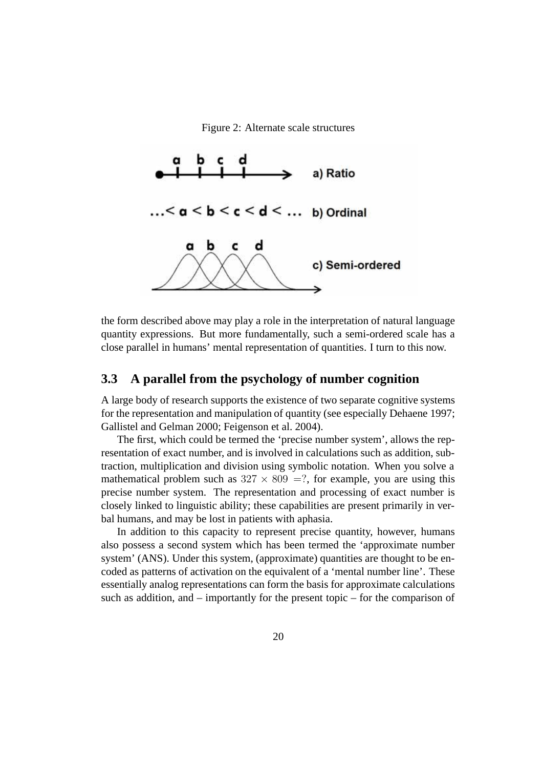Figure 2: Alternate scale structures

the form described above may play a role in the interpretation of natural language quantity expressions. But more fundamentally, such a semi-ordered scale has a close parallel in humans' mental representation of quantities. I turn to this now.

### 3.3 A parallel from the psychology of number cognition

A large body of research supports the existence of two separate cognitive systems for the representation and manipulation of quantity (see especially Dehaene 1997; Gallistel and Gelman 2000; Feigenson et al. 2004).

The first, which could be termed the 'precise number system', allows the representation of exact number, and is involved in calculations such as addition, subtraction, multiplication and division using symbolic notation. When you solve a mathematical problem such as $327 \times 809 = ?$, for example, you are using this precise number system. The representation and processing of exact number is closely linked to linguistic ability; these capabilities are present primarily in verbal humans, and may be lost in patients with aphasia.

In addition to this capacity to represent precise quantity, however, humans also possess a second system which has been termed the 'approximate number system' (ANS). Under this system, (approximate) quantities are thought to be encoded as patterns of activation on the equivalent of a 'mental number line'. These essentially analog representations can form the basis for approximate calculations such as addition, and – importantly for the present topic – for the comparison of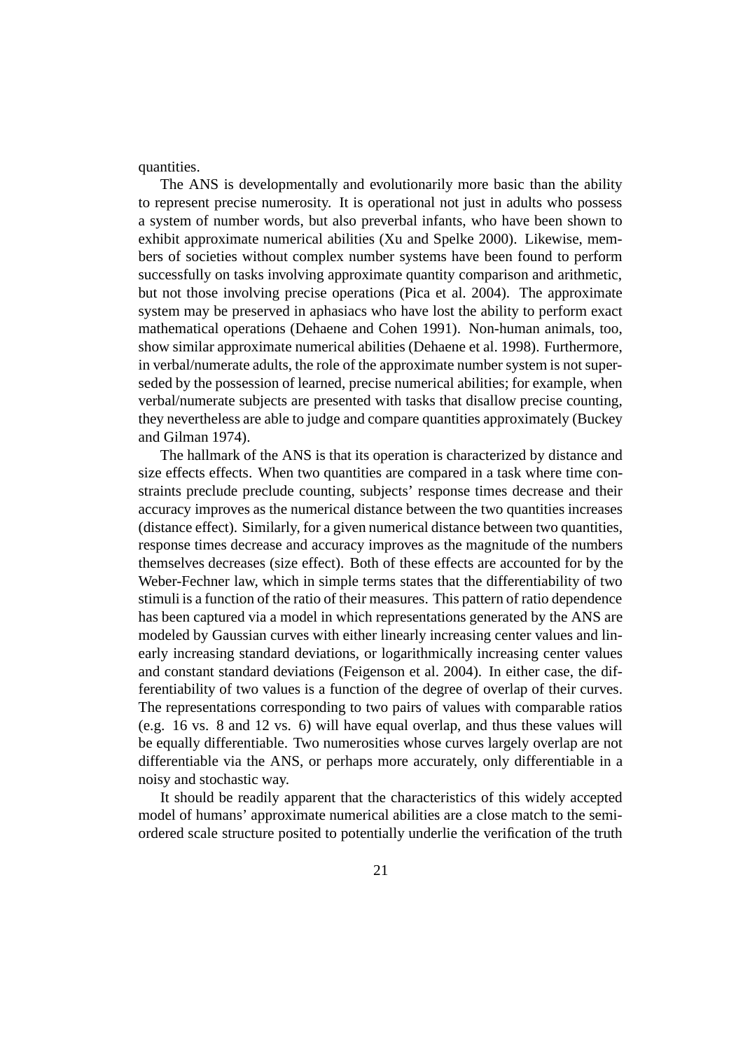quantities.

The ANS is developmentally and evolutionarily more basic than the ability to represent precise numerosity. It is operational not just in adults who possess a system of number words, but also preverbal infants, who have been shown to exhibit approximate numerical abilities (Xu and Spelke 2000). Likewise, members of societies without complex number systems have been found to perform successfully on tasks involving approximate quantity comparison and arithmetic, but not those involving precise operations (Pica et al. 2004). The approximate system may be preserved in aphasiacs who have lost the ability to perform exact mathematical operations (Dehaene and Cohen 1991). Non-human animals, too, show similar approximate numerical abilities (Dehaene et al. 1998). Furthermore, in verbal/numerate adults, the role of the approximate number system is not superseded by the possession of learned, precise numerical abilities; for example, when verbal/numerate subjects are presented with tasks that disallow precise counting, they nevertheless are able to judge and compare quantities approximately (Buckey and Gilman 1974).

The hallmark of the ANS is that its operation is characterized by distance and size effects effects. When two quantities are compared in a task where time constraints preclude preclude counting, subjects' response times decrease and their accuracy improves as the numerical distance between the two quantities increases (distance effect). Similarly, for a given numerical distance between two quantities, response times decrease and accuracy improves as the magnitude of the numbers themselves decreases (size effect). Both of these effects are accounted for by the Weber-Fechner law, which in simple terms states that the differentiability of two stimuli is a function of the ratio of their measures. This pattern of ratio dependence has been captured via a model in which representations generated by the ANS are modeled by Gaussian curves with either linearly increasing center values and linearly increasing standard deviations, or logarithmically increasing center values and constant standard deviations (Feigenson et al. 2004). In either case, the differentiability of two values is a function of the degree of overlap of their curves. The representations corresponding to two pairs of values with comparable ratios (e.g. 16 vs. 8 and 12 vs. 6) will have equal overlap, and thus these values will be equally differentiable. Two numerosities whose curves largely overlap are not differentiable via the ANS, or perhaps more accurately, only differentiable in a noisy and stochastic way.

It should be readily apparent that the characteristics of this widely accepted model of humans' approximate numerical abilities are a close match to the semi-ordered scale structure posited to potentially underlie the verification of the truth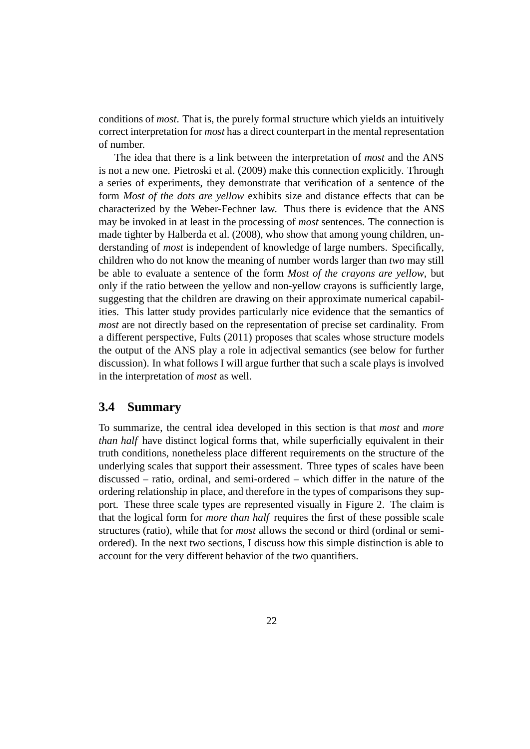conditions of *most*. That is, the purely formal structure which yields an intuitively correct interpretation for *most* has a direct counterpart in the mental representation of number.

The idea that there is a link between the interpretation of *most* and the ANS is not a new one. Pietroski et al. (2009) make this connection explicitly. Through a series of experiments, they demonstrate that verification of a sentence of the form *Most of the dots are yellow* exhibits size and distance effects that can be characterized by the Weber-Fechner law. Thus there is evidence that the ANS may be invoked in at least in the processing of *most* sentences. The connection is made tighter by Halberda et al. (2008), who show that among young children, understanding of *most* is independent of knowledge of large numbers. Specifically, children who do not know the meaning of number words larger than *two* may still be able to evaluate a sentence of the form *Most of the crayons are yellow*, but only if the ratio between the yellow and non-yellow crayons is sufficiently large, suggesting that the children are drawing on their approximate numerical capabilities. This latter study provides particularly nice evidence that the semantics of *most* are not directly based on the representation of precise set cardinality. From a different perspective, Fults (2011) proposes that scales whose structure models the output of the ANS play a role in adjectival semantics (see below for further discussion). In what follows I will argue further that such a scale plays is involved in the interpretation of *most* as well.

## 3.4 Summary

To summarize, the central idea developed in this section is that *most* and *more than half* have distinct logical forms that, while superficially equivalent in their truth conditions, nonetheless place different requirements on the structure of the underlying scales that support their assessment. Three types of scales have been discussed – ratio, ordinal, and semi-ordered – which differ in the nature of the ordering relationship in place, and therefore in the types of comparisons they support. These three scale types are represented visually in Figure 2. The claim is that the logical form for *more than half* requires the first of these possible scale structures (ratio), while that for *most* allows the second or third (ordinal or semi-ordered). In the next two sections, I discuss how this simple distinction is able to account for the very different behavior of the two quantifiers.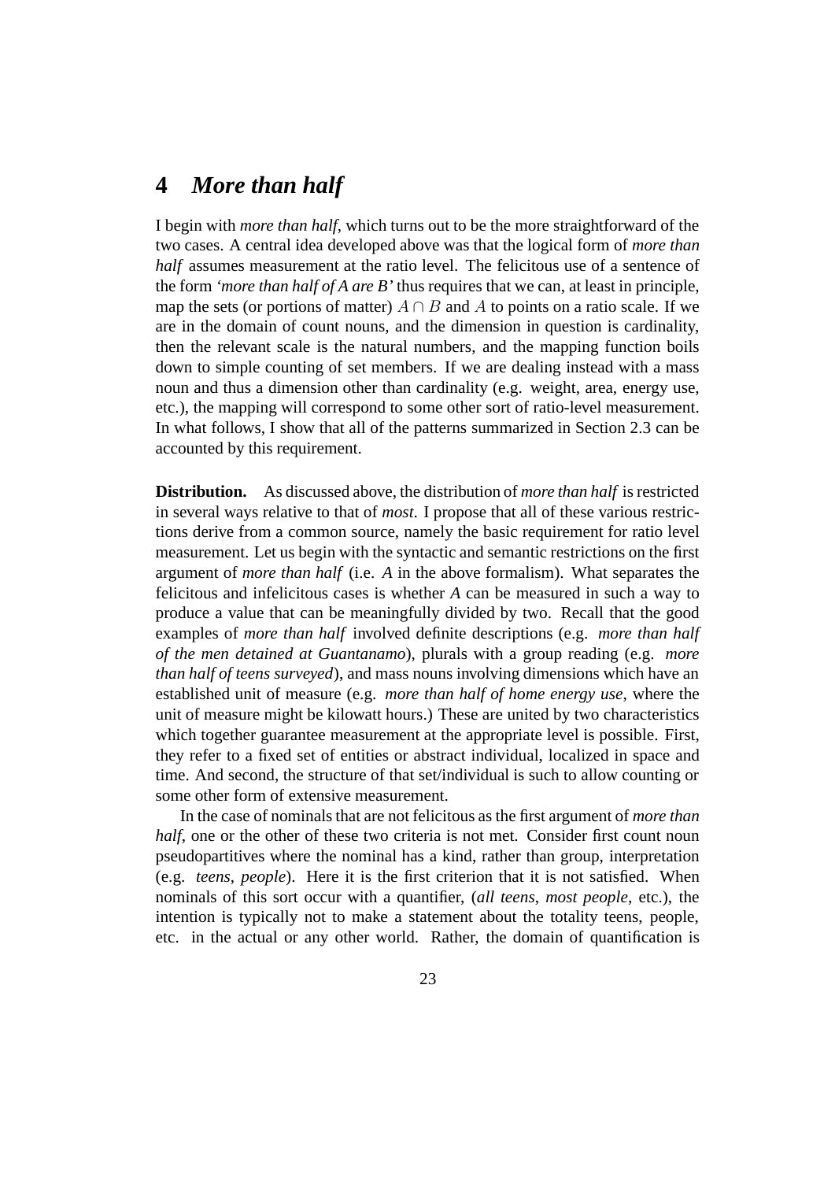## 4 *More than half*

I begin with *more than half*, which turns out to be the more straightforward of the two cases. A central idea developed above was that the logical form of *more than half* assumes measurement at the ratio level. The felicitous use of a sentence of the form *'more than half of A are B'* thus requires that we can, at least in principle, map the sets (or portions of matter) $A \cap B$ and $A$ to points on a ratio scale. If we are in the domain of count nouns, and the dimension in question is cardinality, then the relevant scale is the natural numbers, and the mapping function boils down to simple counting of set members. If we are dealing instead with a mass noun and thus a dimension other than cardinality (e.g. weight, area, energy use, etc.), the mapping will correspond to some other sort of ratio-level measurement. In what follows, I show that all of the patterns summarized in Section 2.3 can be accounted by this requirement.

**Distribution.** As discussed above, the distribution of *more than half* is restricted in several ways relative to that of *most*. I propose that all of these various restrictions derive from a common source, namely the basic requirement for ratio level measurement. Let us begin with the syntactic and semantic restrictions on the first argument of *more than half* (i.e. *A* in the above formalism). What separates the felicitous and infelicitous cases is whether *A* can be measured in such a way to produce a value that can be meaningfully divided by two. Recall that the good examples of *more than half* involved definite descriptions (e.g. *more than half of the men detained at Guantanamo*), plurals with a group reading (e.g. *more than half of teens surveyed*), and mass nouns involving dimensions which have an established unit of measure (e.g. *more than half of home energy use*, where the unit of measure might be kilowatt hours.) These are united by two characteristics which together guarantee measurement at the appropriate level is possible. First, they refer to a fixed set of entities or abstract individual, localized in space and time. And second, the structure of that set/individual is such to allow counting or some other form of extensive measurement.

In the case of nominals that are not felicitous as the first argument of *more than half*, one or the other of these two criteria is not met. Consider first count noun pseudopartitives where the nominal has a kind, rather than group, interpretation (e.g. *teens*, *people*). Here it is the first criterion that it is not satisfied. When nominals of this sort occur with a quantifier, (*all teens*, *most people*, etc.), the intention is typically not to make a statement about the totality teens, people, etc. in the actual or any other world. Rather, the domain of quantification is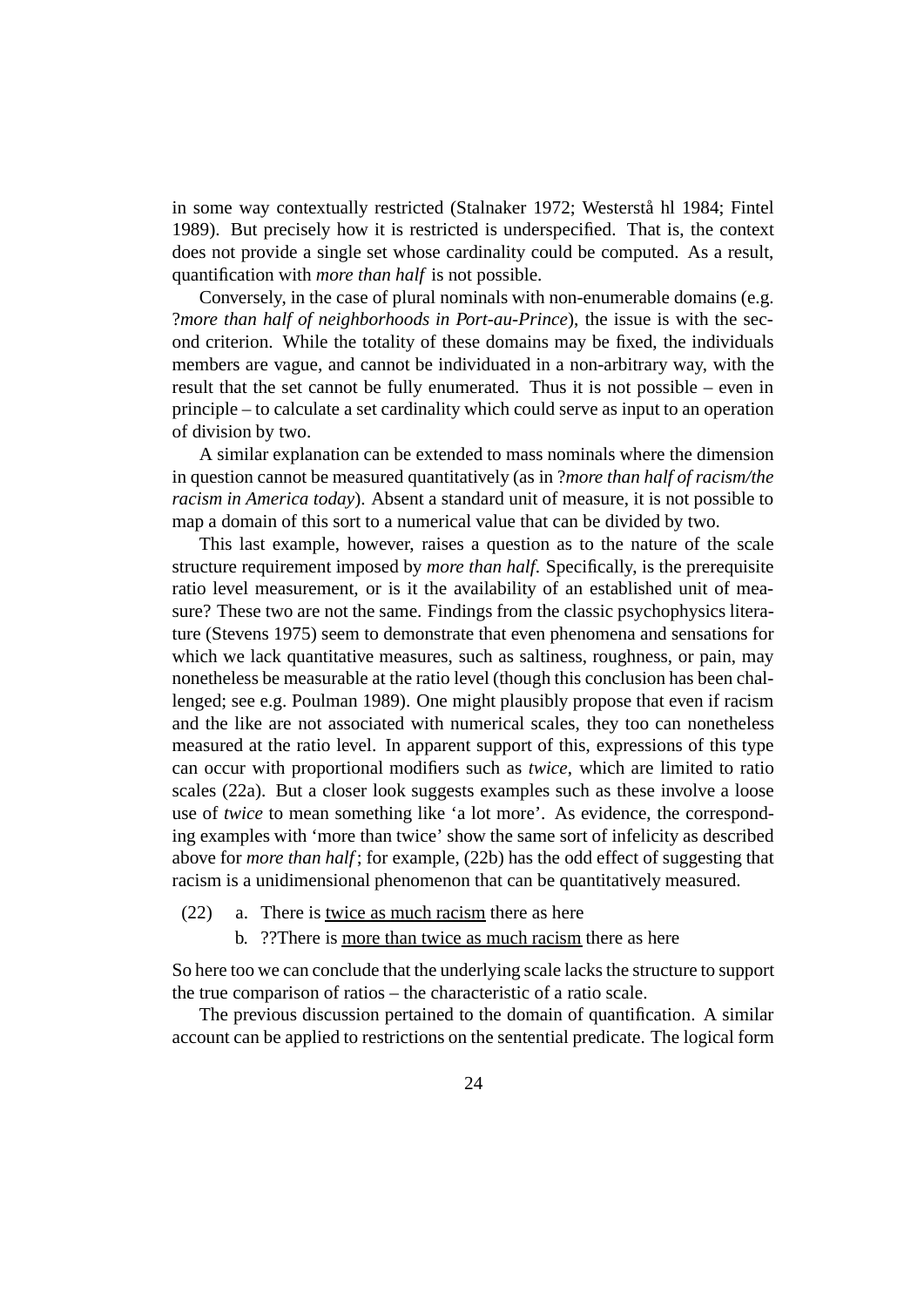in some way contextually restricted (Stalnaker 1972; Westerstå hl 1984; Fintel 1989). But precisely how it is restricted is underspecified. That is, the context does not provide a single set whose cardinality could be computed. As a result, quantification with *more than half* is not possible.

Conversely, in the case of plural nominals with non-enumerable domains (e.g. ?*more than half of neighborhoods in Port-au-Prince*), the issue is with the second criterion. While the totality of these domains may be fixed, the individuals members are vague, and cannot be individuated in a non-arbitrary way, with the result that the set cannot be fully enumerated. Thus it is not possible – even in principle – to calculate a set cardinality which could serve as input to an operation of division by two.

A similar explanation can be extended to mass nominals where the dimension in question cannot be measured quantitatively (as in ?*more than half of racism/the racism in America today*). Absent a standard unit of measure, it is not possible to map a domain of this sort to a numerical value that can be divided by two.

This last example, however, raises a question as to the nature of the scale structure requirement imposed by *more than half*. Specifically, is the prerequisite ratio level measurement, or is it the availability of an established unit of measure? These two are not the same. Findings from the classic psychophysics literature (Stevens 1975) seem to demonstrate that even phenomena and sensations for which we lack quantitative measures, such as saltiness, roughness, or pain, may nonetheless be measurable at the ratio level (though this conclusion has been challenged; see e.g. Poulman 1989). One might plausibly propose that even if racism and the like are not associated with numerical scales, they too can nonetheless measured at the ratio level. In apparent support of this, expressions of this type can occur with proportional modifiers such as *twice*, which are limited to ratio scales (22a). But a closer look suggests examples such as these involve a loose use of *twice* to mean something like 'a lot more'. As evidence, the corresponding examples with 'more than twice' show the same sort of infelicity as described above for *more than half*; for example, (22b) has the odd effect of suggesting that racism is a unidimensional phenomenon that can be quantitatively measured.

(22) a. There is <u>twice as much racism</u> there as here

b. ??There is <u>more than twice as much racism</u> there as here

So here too we can conclude that the underlying scale lacks the structure to support the true comparison of ratios – the characteristic of a ratio scale.

The previous discussion pertained to the domain of quantification. A similar account can be applied to restrictions on the sentential predicate. The logical form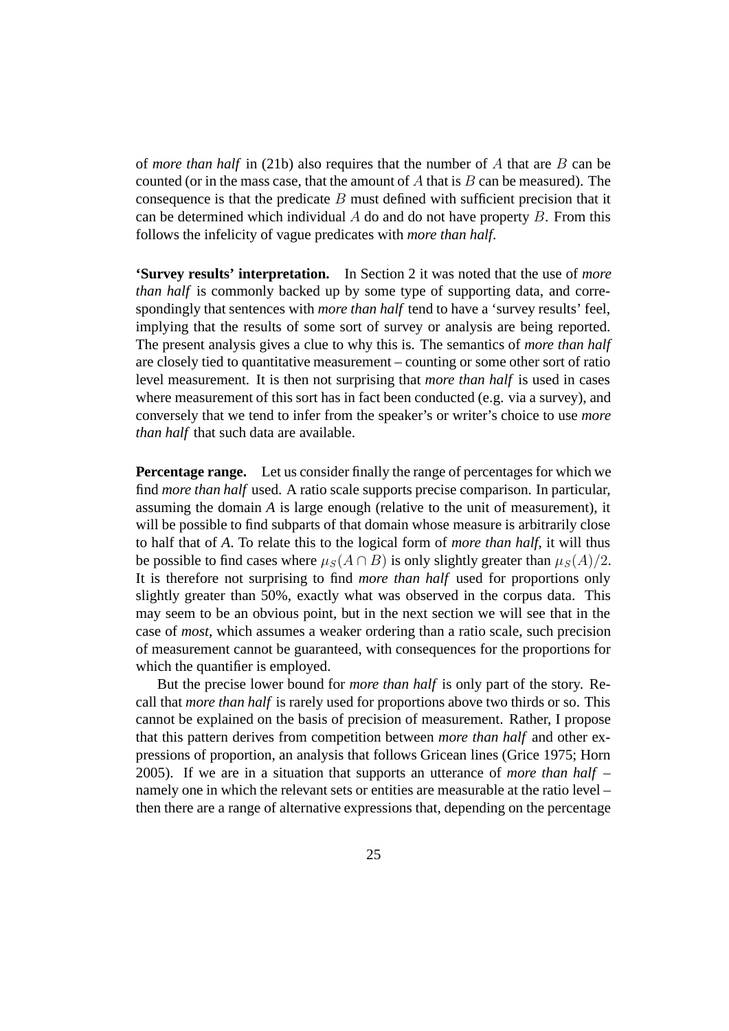of *more than half* in (21b) also requires that the number of $A$ that are $B$ can be counted (or in the mass case, that the amount of $A$ that is $B$ can be measured). The consequence is that the predicate $B$ must defined with sufficient precision that it can be determined which individual $A$ do and do not have property $B$. From this follows the infelicity of vague predicates with *more than half*.

**'Survey results' interpretation.** In Section 2 it was noted that the use of *more than half* is commonly backed up by some type of supporting data, and correspondingly that sentences with *more than half* tend to have a 'survey results' feel, implying that the results of some sort of survey or analysis are being reported. The present analysis gives a clue to why this is. The semantics of *more than half* are closely tied to quantitative measurement – counting or some other sort of ratio level measurement. It is then not surprising that *more than half* is used in cases where measurement of this sort has in fact been conducted (e.g. via a survey), and conversely that we tend to infer from the speaker's or writer's choice to use *more than half* that such data are available.

**Percentage range.** Let us consider finally the range of percentages for which we find *more than half* used. A ratio scale supports precise comparison. In particular, assuming the domain *A* is large enough (relative to the unit of measurement), it will be possible to find subparts of that domain whose measure is arbitrarily close to half that of *A*. To relate this to the logical form of *more than half*, it will thus be possible to find cases where $\mu_S(A \cap B)$ is only slightly greater than $\mu_S(A)/2$. It is therefore not surprising to find *more than half* used for proportions only slightly greater than 50%, exactly what was observed in the corpus data. This may seem to be an obvious point, but in the next section we will see that in the case of *most*, which assumes a weaker ordering than a ratio scale, such precision of measurement cannot be guaranteed, with consequences for the proportions for which the quantifier is employed.

But the precise lower bound for *more than half* is only part of the story. Recall that *more than half* is rarely used for proportions above two thirds or so. This cannot be explained on the basis of precision of measurement. Rather, I propose that this pattern derives from competition between *more than half* and other expressions of proportion, an analysis that follows Gricean lines (Grice 1975; Horn 2005). If we are in a situation that supports an utterance of *more than half* – namely one in which the relevant sets or entities are measurable at the ratio level – then there are a range of alternative expressions that, depending on the percentage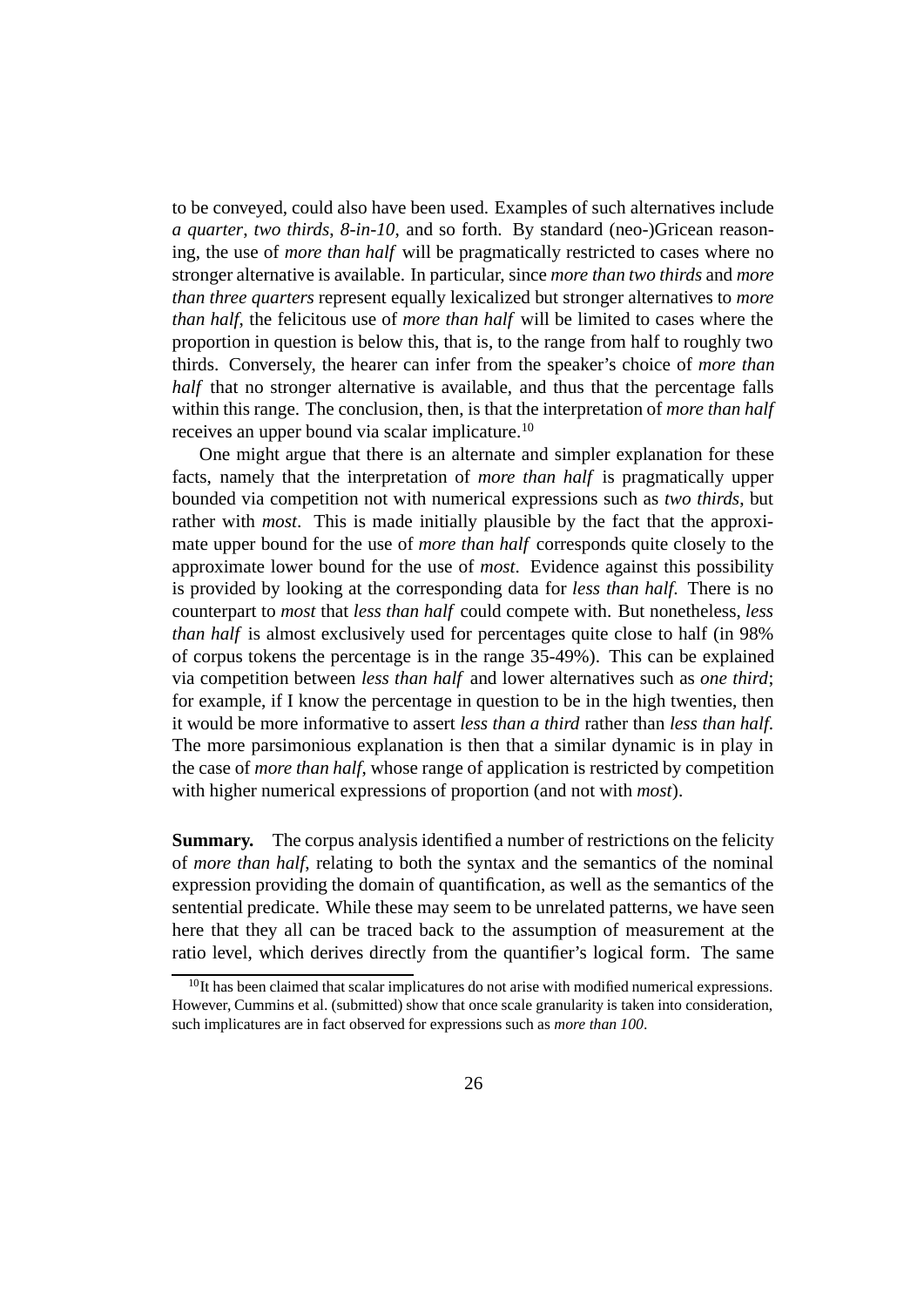to be conveyed, could also have been used. Examples of such alternatives include *a quarter*, *two thirds*, *8-in-10*, and so forth. By standard (neo-)Gricean reasoning, the use of *more than half* will be pragmatically restricted to cases where no stronger alternative is available. In particular, since *more than two thirds* and *more than three quarters* represent equally lexicalized but stronger alternatives to *more than half*, the felicitous use of *more than half* will be limited to cases where the proportion in question is below this, that is, to the range from half to roughly two thirds. Conversely, the hearer can infer from the speaker's choice of *more than half* that no stronger alternative is available, and thus that the percentage falls within this range. The conclusion, then, is that the interpretation of *more than half* receives an upper bound via scalar implicature.[10]

One might argue that there is an alternate and simpler explanation for these facts, namely that the interpretation of *more than half* is pragmatically upper bounded via competition not with numerical expressions such as *two thirds*, but rather with *most*. This is made initially plausible by the fact that the approximate upper bound for the use of *more than half* corresponds quite closely to the approximate lower bound for the use of *most*. Evidence against this possibility is provided by looking at the corresponding data for *less than half*. There is no counterpart to *most* that *less than half* could compete with. But nonetheless, *less than half* is almost exclusively used for percentages quite close to half (in 98% of corpus tokens the percentage is in the range 35-49%). This can be explained via competition between *less than half* and lower alternatives such as *one third*; for example, if I know the percentage in question to be in the high twenties, then it would be more informative to assert *less than a third* rather than *less than half*. The more parsimonious explanation is then that a similar dynamic is in play in the case of *more than half*, whose range of application is restricted by competition with higher numerical expressions of proportion (and not with *most*).

**Summary.** The corpus analysis identified a number of restrictions on the felicity of *more than half*, relating to both the syntax and the semantics of the nominal expression providing the domain of quantification, as well as the semantics of the sentential predicate. While these may seem to be unrelated patterns, we have seen here that they all can be traced back to the assumption of measurement at the ratio level, which derives directly from the quantifier's logical form. The same

[10] It has been claimed that scalar implicatures do not arise with modified numerical expressions. However, Cummins et al. (submitted) show that once scale granularity is taken into consideration, such implicatures are in fact observed for expressions such as *more than 100*.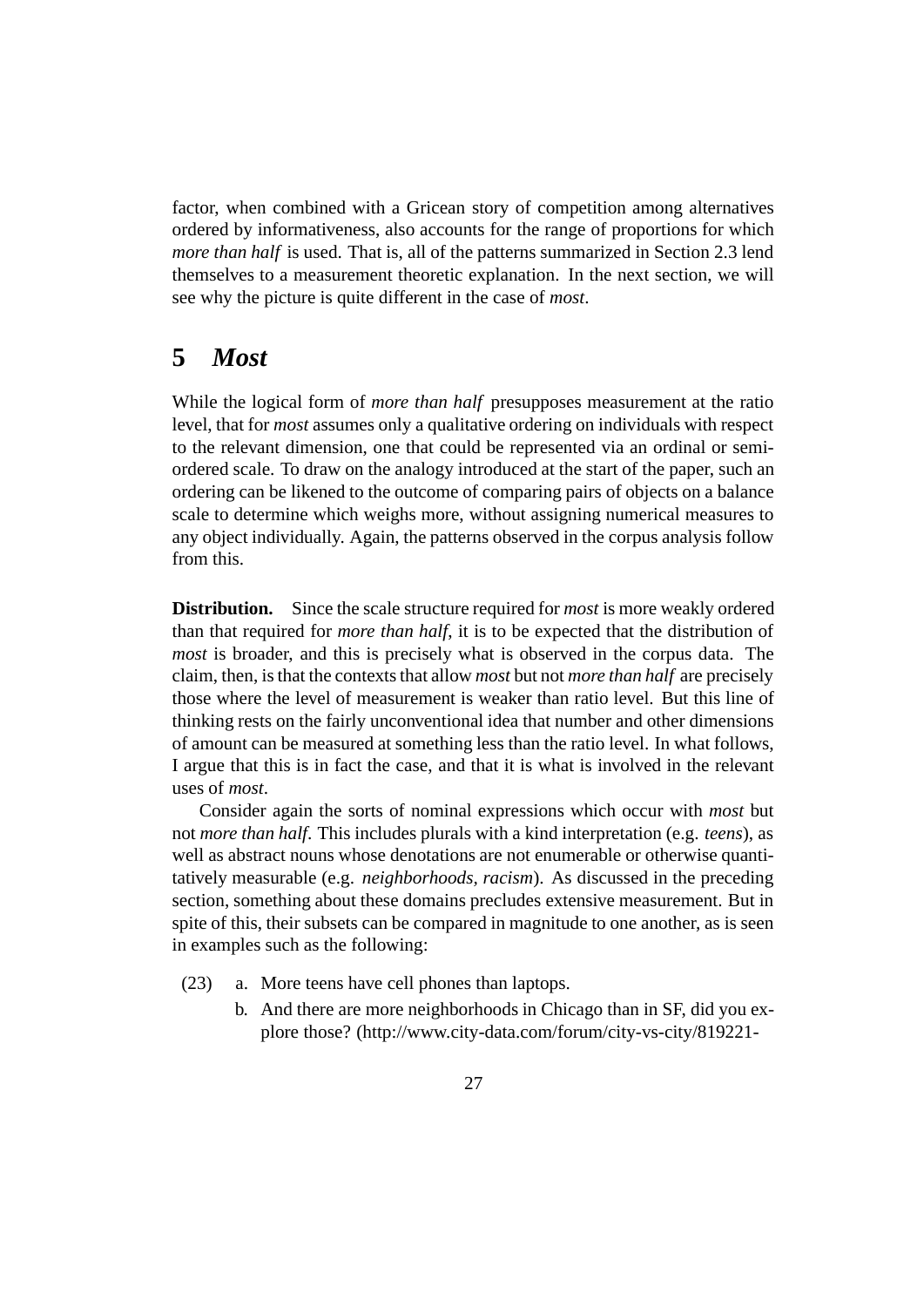factor, when combined with a Gricean story of competition among alternatives ordered by informativeness, also accounts for the range of proportions for which *more than half* is used. That is, all of the patterns summarized in Section 2.3 lend themselves to a measurement theoretic explanation. In the next section, we will see why the picture is quite different in the case of *most*.

# 5 *Most*

While the logical form of *more than half* presupposes measurement at the ratio level, that for *most* assumes only a qualitative ordering on individuals with respect to the relevant dimension, one that could be represented via an ordinal or semi-ordered scale. To draw on the analogy introduced at the start of the paper, such an ordering can be likened to the outcome of comparing pairs of objects on a balance scale to determine which weighs more, without assigning numerical measures to any object individually. Again, the patterns observed in the corpus analysis follow from this.

**Distribution.** Since the scale structure required for *most* is more weakly ordered than that required for *more than half*, it is to be expected that the distribution of *most* is broader, and this is precisely what is observed in the corpus data. The claim, then, is that the contexts that allow *most* but not *more than half* are precisely those where the level of measurement is weaker than ratio level. But this line of thinking rests on the fairly unconventional idea that number and other dimensions of amount can be measured at something less than the ratio level. In what follows, I argue that this is in fact the case, and that it is what is involved in the relevant uses of *most*.

Consider again the sorts of nominal expressions which occur with *most* but not *more than half*. This includes plurals with a kind interpretation (e.g. *teens*), as well as abstract nouns whose denotations are not enumerable or otherwise quantitatively measurable (e.g. *neighborhoods*, *racism*). As discussed in the preceding section, something about these domains precludes extensive measurement. But in spite of this, their subsets can be compared in magnitude to one another, as is seen in examples such as the following:

(23) a. More teens have cell phones than laptops.

b. And there are more neighborhoods in Chicago than in SF, did you explore those? (http://www.city-data.com/forum/city-vs-city/819221-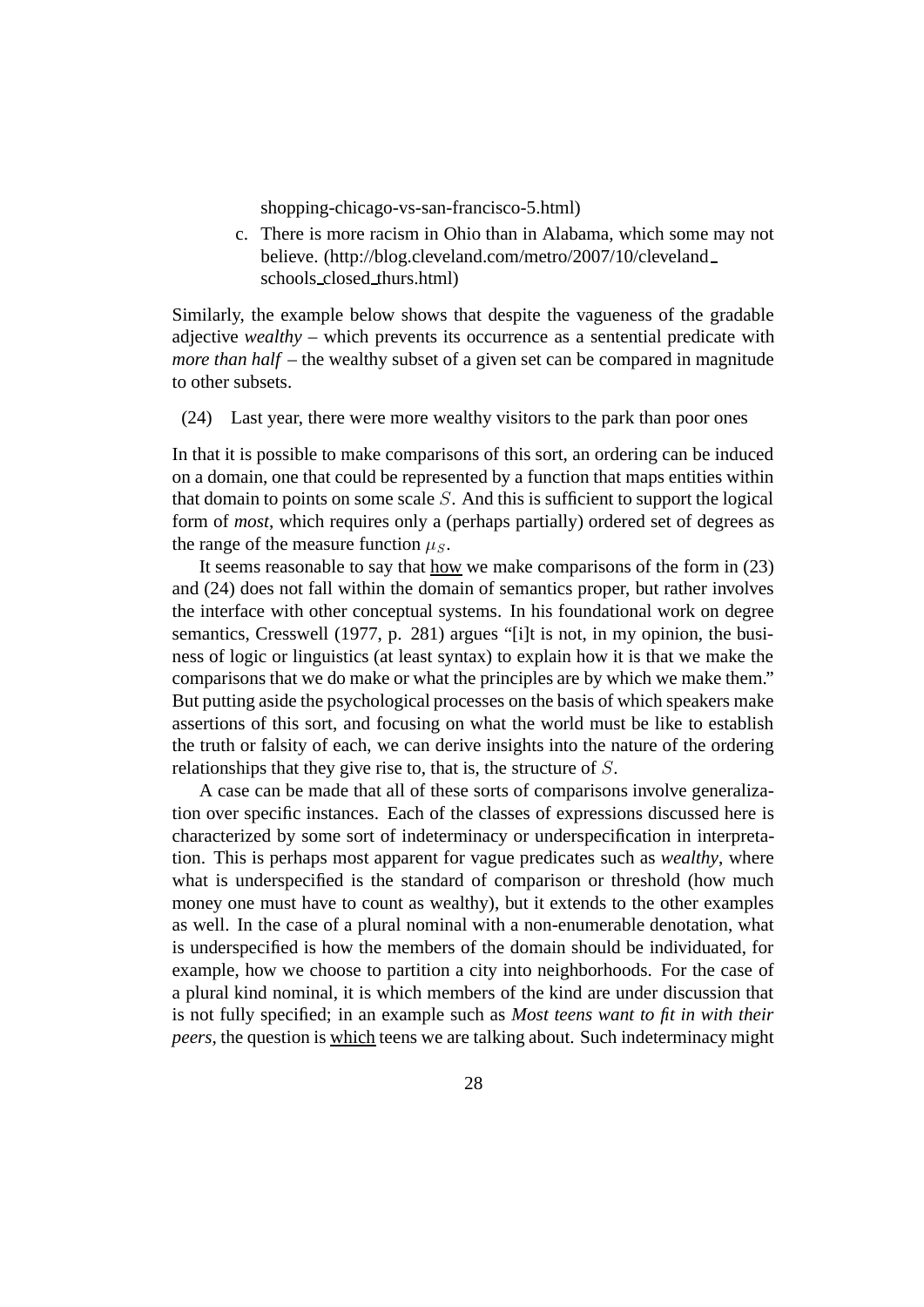shopping-chicago-vs-san-francisco-5.html)

c. There is more racism in Ohio than in Alabama, which some may not believe. (http://blog.cleveland.com/metro/2007/10/cleveland_schools_closed_thurs.html)

Similarly, the example below shows that despite the vagueness of the gradable adjective *wealthy* – which prevents its occurrence as a sentential predicate with *more than half* – the wealthy subset of a given set can be compared in magnitude to other subsets.

(24) Last year, there were more wealthy visitors to the park than poor ones

In that it is possible to make comparisons of this sort, an ordering can be induced on a domain, one that could be represented by a function that maps entities within that domain to points on some scale $S$. And this is sufficient to support the logical form of *most*, which requires only a (perhaps partially) ordered set of degrees as the range of the measure function $\mu_S$.

It seems reasonable to say that <u>how</u> we make comparisons of the form in (23) and (24) does not fall within the domain of semantics proper, but rather involves the interface with other conceptual systems. In his foundational work on degree semantics, Cresswell (1977, p. 281) argues "[i]t is not, in my opinion, the business of logic or linguistics (at least syntax) to explain how it is that we make the comparisons that we do make or what the principles are by which we make them." But putting aside the psychological processes on the basis of which speakers make assertions of this sort, and focusing on what the world must be like to establish the truth or falsity of each, we can derive insights into the nature of the ordering relationships that they give rise to, that is, the structure of $S$.

A case can be made that all of these sorts of comparisons involve generalization over specific instances. Each of the classes of expressions discussed here is characterized by some sort of indeterminacy or underspecification in interpretation. This is perhaps most apparent for vague predicates such as *wealthy*, where what is underspecified is the standard of comparison or threshold (how much money one must have to count as wealthy), but it extends to the other examples as well. In the case of a plural nominal with a non-enumerable denotation, what is underspecified is how the members of the domain should be individuated, for example, how we choose to partition a city into neighborhoods. For the case of a plural kind nominal, it is which members of the kind are under discussion that is not fully specified; in an example such as *Most teens want to fit in with their peers*, the question is <u>which</u> teens we are talking about. Such indeterminacy might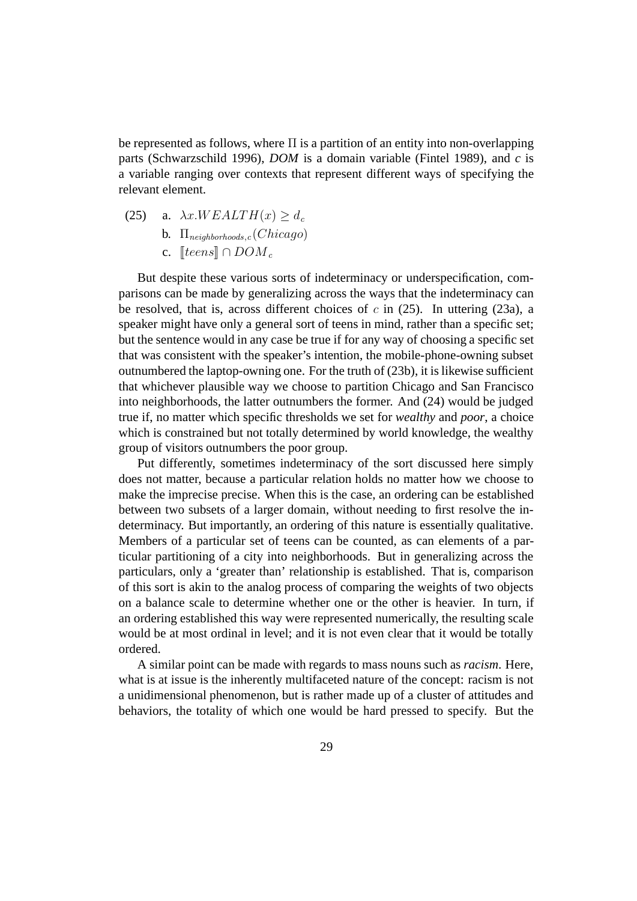be represented as follows, where $\Pi$ is a partition of an entity into non-overlapping parts (Schwarzschild 1996), *DOM* is a domain variable (Fintel 1989), and *c* is a variable ranging over contexts that represent different ways of specifying the relevant element.

(25) a. $\lambda x.WEALTH(x) \geq d_c$

b. $\Pi_{neighborhoods,c}(Chicago)$

c. $[\![teens]\!] \cap DOM_c$

But despite these various sorts of indeterminacy or underspecification, comparisons can be made by generalizing across the ways that the indeterminacy can be resolved, that is, across different choices of $c$ in (25). In uttering (23a), a speaker might have only a general sort of teens in mind, rather than a specific set; but the sentence would in any case be true if for any way of choosing a specific set that was consistent with the speaker's intention, the mobile-phone-owning subset outnumbered the laptop-owning one. For the truth of (23b), it is likewise sufficient that whichever plausible way we choose to partition Chicago and San Francisco into neighborhoods, the latter outnumbers the former. And (24) would be judged true if, no matter which specific thresholds we set for *wealthy* and *poor*, a choice which is constrained but not totally determined by world knowledge, the wealthy group of visitors outnumbers the poor group.

Put differently, sometimes indeterminacy of the sort discussed here simply does not matter, because a particular relation holds no matter how we choose to make the imprecise precise. When this is the case, an ordering can be established between two subsets of a larger domain, without needing to first resolve the indeterminacy. But importantly, an ordering of this nature is essentially qualitative. Members of a particular set of teens can be counted, as can elements of a particular partitioning of a city into neighborhoods. But in generalizing across the particulars, only a 'greater than' relationship is established. That is, comparison of this sort is akin to the analog process of comparing the weights of two objects on a balance scale to determine whether one or the other is heavier. In turn, if an ordering established this way were represented numerically, the resulting scale would be at most ordinal in level; and it is not even clear that it would be totally ordered.

A similar point can be made with regards to mass nouns such as *racism*. Here, what is at issue is the inherently multifaceted nature of the concept: racism is not a unidimensional phenomenon, but is rather made up of a cluster of attitudes and behaviors, the totality of which one would be hard pressed to specify. But the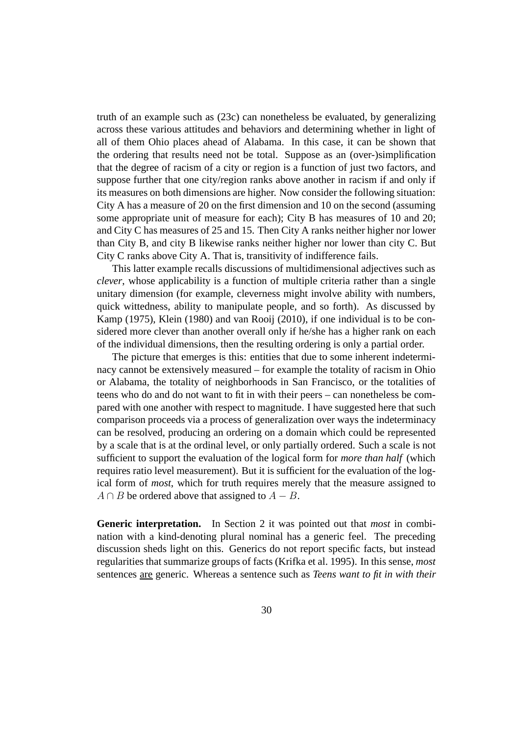truth of an example such as (23c) can nonetheless be evaluated, by generalizing across these various attitudes and behaviors and determining whether in light of all of them Ohio places ahead of Alabama. In this case, it can be shown that the ordering that results need not be total. Suppose as an (over-)simplification that the degree of racism of a city or region is a function of just two factors, and suppose further that one city/region ranks above another in racism if and only if its measures on both dimensions are higher. Now consider the following situation: City A has a measure of 20 on the first dimension and 10 on the second (assuming some appropriate unit of measure for each); City B has measures of 10 and 20; and City C has measures of 25 and 15. Then City A ranks neither higher nor lower than City B, and city B likewise ranks neither higher nor lower than city C. But City C ranks above City A. That is, transitivity of indifference fails.

This latter example recalls discussions of multidimensional adjectives such as *clever*, whose applicability is a function of multiple criteria rather than a single unitary dimension (for example, cleverness might involve ability with numbers, quick wittedness, ability to manipulate people, and so forth). As discussed by Kamp (1975), Klein (1980) and van Rooij (2010), if one individual is to be considered more clever than another overall only if he/she has a higher rank on each of the individual dimensions, then the resulting ordering is only a partial order.

The picture that emerges is this: entities that due to some inherent indeterminacy cannot be extensively measured – for example the totality of racism in Ohio or Alabama, the totality of neighborhoods in San Francisco, or the totalities of teens who do and do not want to fit in with their peers – can nonetheless be compared with one another with respect to magnitude. I have suggested here that such comparison proceeds via a process of generalization over ways the indeterminacy can be resolved, producing an ordering on a domain which could be represented by a scale that is at the ordinal level, or only partially ordered. Such a scale is not sufficient to support the evaluation of the logical form for *more than half* (which requires ratio level measurement). But it is sufficient for the evaluation of the logical form of *most*, which for truth requires merely that the measure assigned to $A \cap B$ be ordered above that assigned to $A - B$.

**Generic interpretation.** In Section 2 it was pointed out that *most* in combination with a kind-denoting plural nominal has a generic feel. The preceding discussion sheds light on this. Generics do not report specific facts, but instead regularities that summarize groups of facts (Krifka et al. 1995). In this sense, *most* sentences <u>are</u> generic. Whereas a sentence such as *Teens want to fit in with their*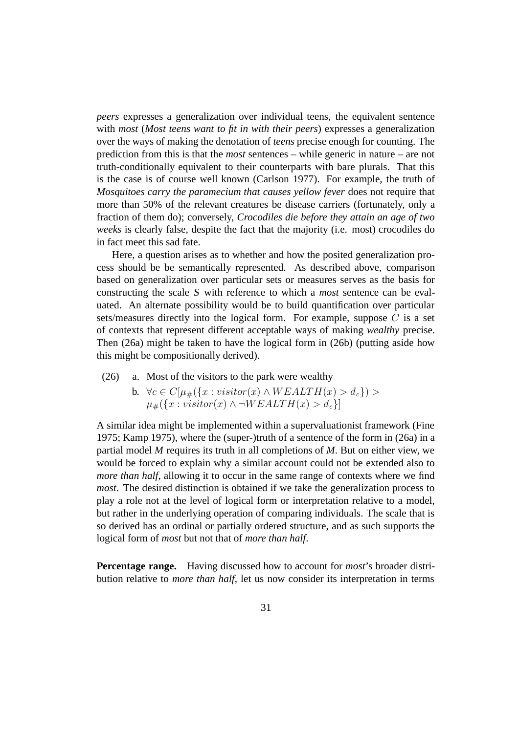*peers* expresses a generalization over individual teens, the equivalent sentence with *most* (*Most teens want to fit in with their peers*) expresses a generalization over the ways of making the denotation of *teens* precise enough for counting. The prediction from this is that the *most* sentences – while generic in nature – are not truth-conditionally equivalent to their counterparts with bare plurals. That this is the case is of course well known (Carlson 1977). For example, the truth of *Mosquitoes carry the paramecium that causes yellow fever* does not require that more than 50% of the relevant creatures be disease carriers (fortunately, only a fraction of them do); conversely, *Crocodiles die before they attain an age of two weeks* is clearly false, despite the fact that the majority (i.e. most) crocodiles do in fact meet this sad fate.

Here, a question arises as to whether and how the posited generalization process should be be semantically represented. As described above, comparison based on generalization over particular sets or measures serves as the basis for constructing the scale *S* with reference to which a *most* sentence can be evaluated. An alternate possibility would be to build quantification over particular sets/measures directly into the logical form. For example, suppose $C$ is a set of contexts that represent different acceptable ways of making *wealthy* precise. Then (26a) might be taken to have the logical form in (26b) (putting aside how this might be compositionally derived).

(26) a. Most of the visitors to the park were wealthy

b. $\forall c \in C[\mu_{\#}(\{x : visitor(x) \wedge WEALTH(x) > d_c\}) > \mu_{\#}(\{x : visitor(x) \wedge \neg WEALTH(x) > d_c\}]$

A similar idea might be implemented within a supervaluationist framework (Fine 1975; Kamp 1975), where the (super-)truth of a sentence of the form in (26a) in a partial model *M* requires its truth in all completions of *M*. But on either view, we would be forced to explain why a similar account could not be extended also to *more than half*, allowing it to occur in the same range of contexts where we find *most*. The desired distinction is obtained if we take the generalization process to play a role not at the level of logical form or interpretation relative to a model, but rather in the underlying operation of comparing individuals. The scale that is so derived has an ordinal or partially ordered structure, and as such supports the logical form of *most* but not that of *more than half*.

**Percentage range.** Having discussed how to account for *most*'s broader distribution relative to *more than half*, let us now consider its interpretation in terms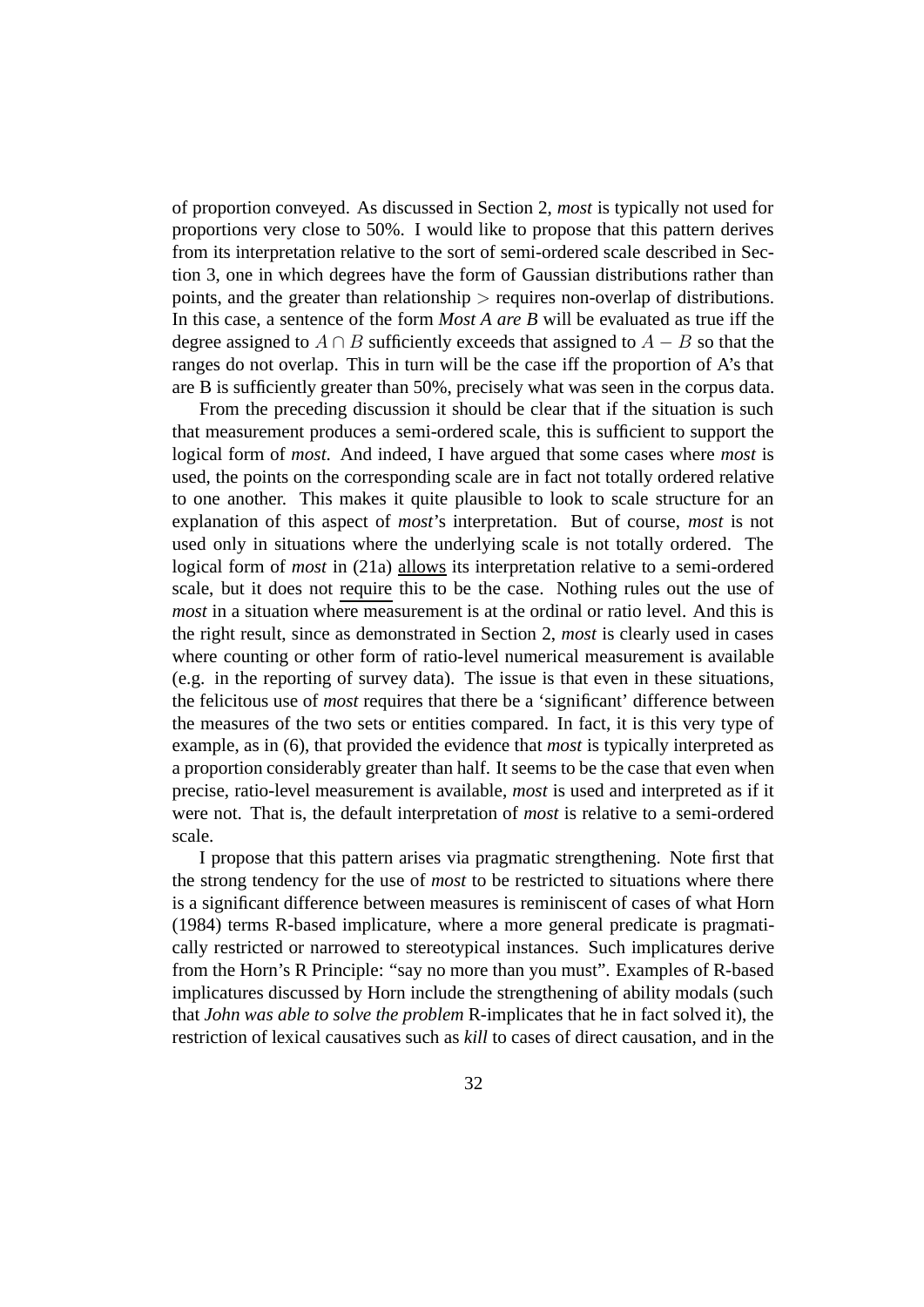of proportion conveyed. As discussed in Section 2, *most* is typically not used for proportions very close to 50%. I would like to propose that this pattern derives from its interpretation relative to the sort of semi-ordered scale described in Section 3, one in which degrees have the form of Gaussian distributions rather than points, and the greater than relationship $>$ requires non-overlap of distributions. In this case, a sentence of the form *Most A are B* will be evaluated as true iff the degree assigned to $A \cap B$ sufficiently exceeds that assigned to $A - B$ so that the ranges do not overlap. This in turn will be the case iff the proportion of A's that are B is sufficiently greater than 50%, precisely what was seen in the corpus data.

From the preceding discussion it should be clear that if the situation is such that measurement produces a semi-ordered scale, this is sufficient to support the logical form of *most*. And indeed, I have argued that some cases where *most* is used, the points on the corresponding scale are in fact not totally ordered relative to one another. This makes it quite plausible to look to scale structure for an explanation of this aspect of *most*'s interpretation. But of course, *most* is not used only in situations where the underlying scale is not totally ordered. The logical form of *most* in (21a) allows its interpretation relative to a semi-ordered scale, but it does not require this to be the case. Nothing rules out the use of *most* in a situation where measurement is at the ordinal or ratio level. And this is the right result, since as demonstrated in Section 2, *most* is clearly used in cases where counting or other form of ratio-level numerical measurement is available (e.g. in the reporting of survey data). The issue is that even in these situations, the felicitous use of *most* requires that there be a 'significant' difference between the measures of the two sets or entities compared. In fact, it is this very type of example, as in (6), that provided the evidence that *most* is typically interpreted as a proportion considerably greater than half. It seems to be the case that even when precise, ratio-level measurement is available, *most* is used and interpreted as if it were not. That is, the default interpretation of *most* is relative to a semi-ordered scale.

I propose that this pattern arises via pragmatic strengthening. Note first that the strong tendency for the use of *most* to be restricted to situations where there is a significant difference between measures is reminiscent of cases of what Horn (1984) terms R-based implicature, where a more general predicate is pragmatically restricted or narrowed to stereotypical instances. Such implicatures derive from the Horn's R Principle: "say no more than you must". Examples of R-based implicatures discussed by Horn include the strengthening of ability modals (such that *John was able to solve the problem* R-implicates that he in fact solved it), the restriction of lexical causatives such as *kill* to cases of direct causation, and in the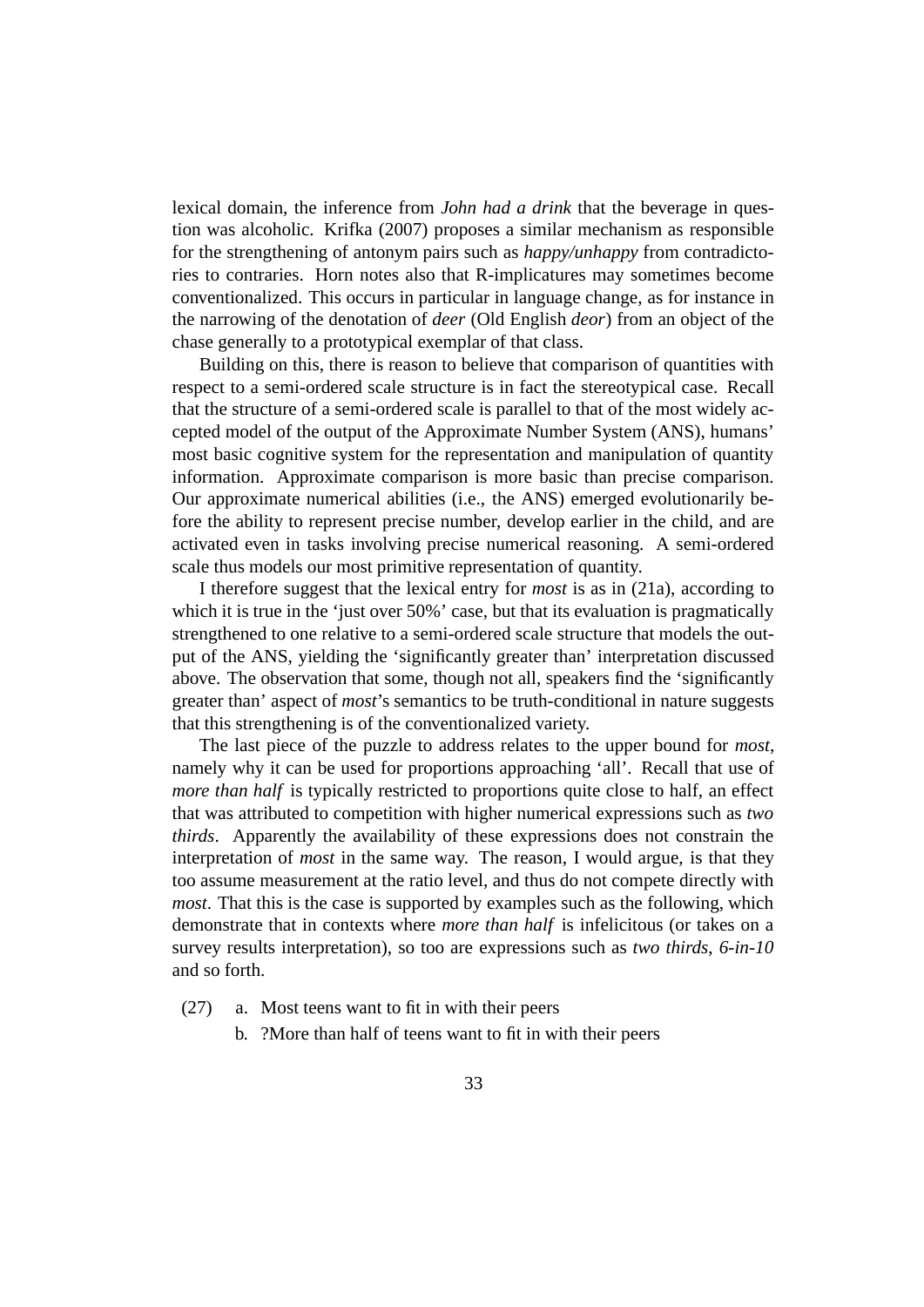lexical domain, the inference from *John had a drink* that the beverage in question was alcoholic. Krifka (2007) proposes a similar mechanism as responsible for the strengthening of antonym pairs such as *happy/unhappy* from contradictories to contraries. Horn notes also that R-implicatures may sometimes become conventionalized. This occurs in particular in language change, as for instance in the narrowing of the denotation of *deer* (Old English *deor*) from an object of the chase generally to a prototypical exemplar of that class.

Building on this, there is reason to believe that comparison of quantities with respect to a semi-ordered scale structure is in fact the stereotypical case. Recall that the structure of a semi-ordered scale is parallel to that of the most widely accepted model of the output of the Approximate Number System (ANS), humans' most basic cognitive system for the representation and manipulation of quantity information. Approximate comparison is more basic than precise comparison. Our approximate numerical abilities (i.e., the ANS) emerged evolutionarily before the ability to represent precise number, develop earlier in the child, and are activated even in tasks involving precise numerical reasoning. A semi-ordered scale thus models our most primitive representation of quantity.

I therefore suggest that the lexical entry for *most* is as in (21a), according to which it is true in the 'just over 50%' case, but that its evaluation is pragmatically strengthened to one relative to a semi-ordered scale structure that models the output of the ANS, yielding the 'significantly greater than' interpretation discussed above. The observation that some, though not all, speakers find the 'significantly greater than' aspect of *most*'s semantics to be truth-conditional in nature suggests that this strengthening is of the conventionalized variety.

The last piece of the puzzle to address relates to the upper bound for *most*, namely why it can be used for proportions approaching 'all'. Recall that use of *more than half* is typically restricted to proportions quite close to half, an effect that was attributed to competition with higher numerical expressions such as *two thirds*. Apparently the availability of these expressions does not constrain the interpretation of *most* in the same way. The reason, I would argue, is that they too assume measurement at the ratio level, and thus do not compete directly with *most*. That this is the case is supported by examples such as the following, which demonstrate that in contexts where *more than half* is infelicitous (or takes on a survey results interpretation), so too are expressions such as *two thirds*, *6-in-10* and so forth.

(27) a. Most teens want to fit in with their peers

b. ?More than half of teens want to fit in with their peers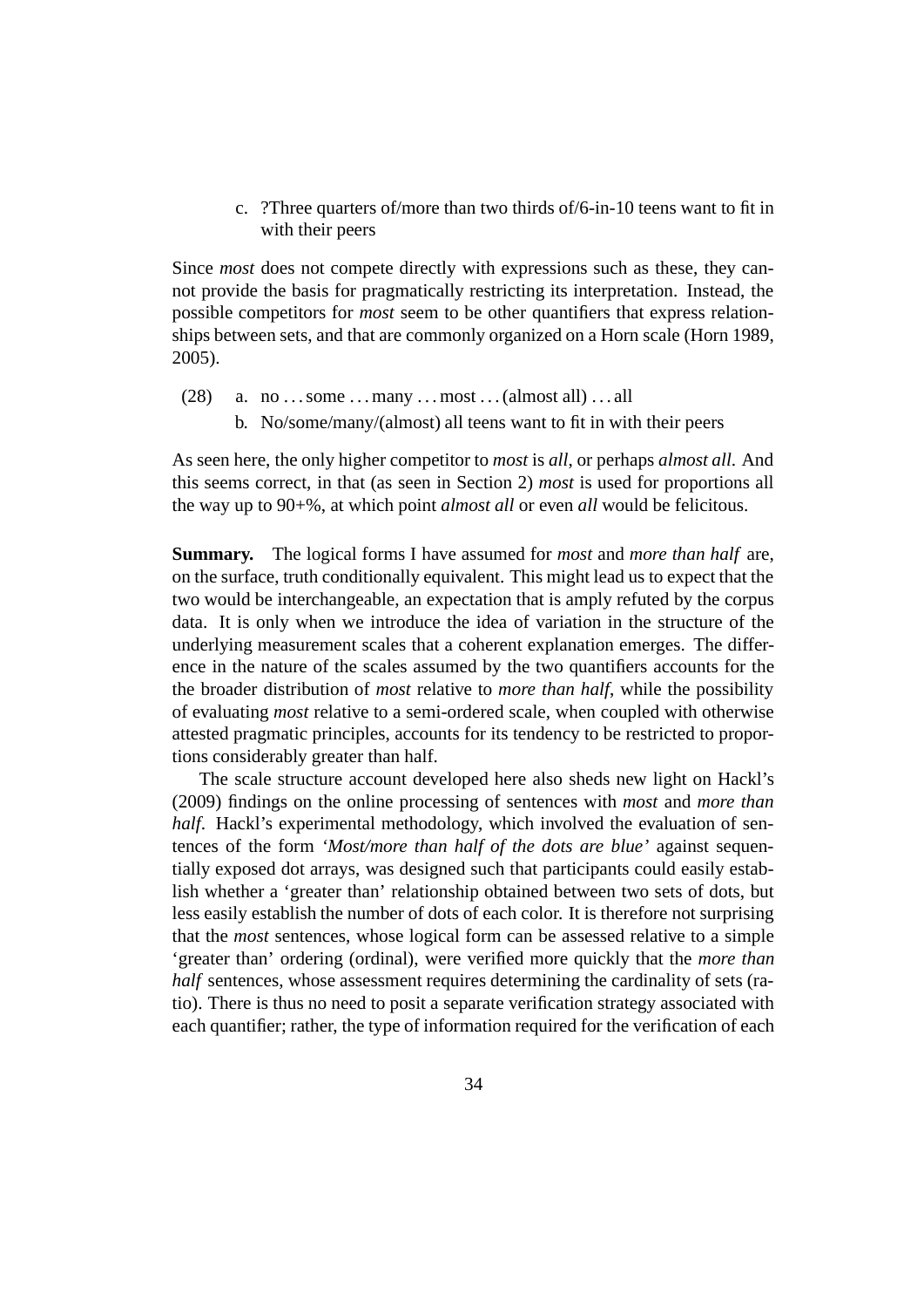c. ?Three quarters of/more than two thirds of/6-in-10 teens want to fit in with their peers

Since *most* does not compete directly with expressions such as these, they cannot provide the basis for pragmatically restricting its interpretation. Instead, the possible competitors for *most* seem to be other quantifiers that express relationships between sets, and that are commonly organized on a Horn scale (Horn 1989, 2005).

(28) a. no . . . some . . . many . . . most . . . (almost all) . . . all

b. No/some/many/(almost) all teens want to fit in with their peers

As seen here, the only higher competitor to *most* is *all*, or perhaps *almost all*. And this seems correct, in that (as seen in Section 2) *most* is used for proportions all the way up to 90+%, at which point *almost all* or even *all* would be felicitous.

**Summary.** The logical forms I have assumed for *most* and *more than half* are, on the surface, truth conditionally equivalent. This might lead us to expect that the two would be interchangeable, an expectation that is amply refuted by the corpus data. It is only when we introduce the idea of variation in the structure of the underlying measurement scales that a coherent explanation emerges. The difference in the nature of the scales assumed by the two quantifiers accounts for the the broader distribution of *most* relative to *more than half*, while the possibility of evaluating *most* relative to a semi-ordered scale, when coupled with otherwise attested pragmatic principles, accounts for its tendency to be restricted to proportions considerably greater than half.

The scale structure account developed here also sheds new light on Hackl's (2009) findings on the online processing of sentences with *most* and *more than half*. Hackl's experimental methodology, which involved the evaluation of sentences of the form *'Most/more than half of the dots are blue'* against sequentially exposed dot arrays, was designed such that participants could easily establish whether a 'greater than' relationship obtained between two sets of dots, but less easily establish the number of dots of each color. It is therefore not surprising that the *most* sentences, whose logical form can be assessed relative to a simple 'greater than' ordering (ordinal), were verified more quickly that the *more than half* sentences, whose assessment requires determining the cardinality of sets (ratio). There is thus no need to posit a separate verification strategy associated with each quantifier; rather, the type of information required for the verification of each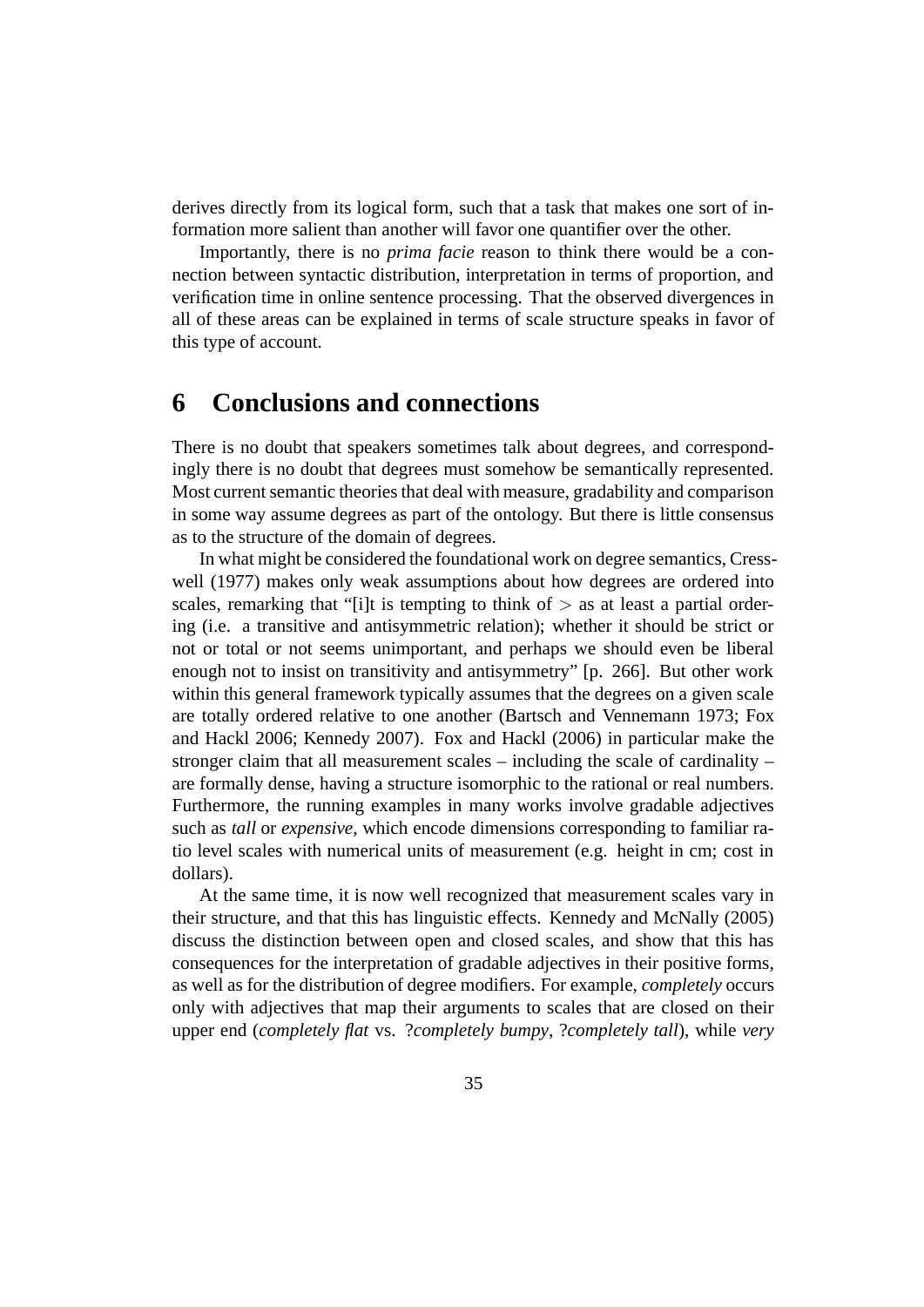derives directly from its logical form, such that a task that makes one sort of information more salient than another will favor one quantifier over the other.

Importantly, there is no *prima facie* reason to think there would be a connection between syntactic distribution, interpretation in terms of proportion, and verification time in online sentence processing. That the observed divergences in all of these areas can be explained in terms of scale structure speaks in favor of this type of account.

# 6 Conclusions and connections

There is no doubt that speakers sometimes talk about degrees, and correspondingly there is no doubt that degrees must somehow be semantically represented. Most current semantic theories that deal with measure, gradability and comparison in some way assume degrees as part of the ontology. But there is little consensus as to the structure of the domain of degrees.

In what might be considered the foundational work on degree semantics, Cresswell (1977) makes only weak assumptions about how degrees are ordered into scales, remarking that "[i]t is tempting to think of $>$ as at least a partial ordering (i.e. a transitive and antisymmetric relation); whether it should be strict or not or total or not seems unimportant, and perhaps we should even be liberal enough not to insist on transitivity and antisymmetry" [p. 266]. But other work within this general framework typically assumes that the degrees on a given scale are totally ordered relative to one another (Bartsch and Vennemann 1973; Fox and Hackl 2006; Kennedy 2007). Fox and Hackl (2006) in particular make the stronger claim that all measurement scales – including the scale of cardinality – are formally dense, having a structure isomorphic to the rational or real numbers. Furthermore, the running examples in many works involve gradable adjectives such as *tall* or *expensive*, which encode dimensions corresponding to familiar ratio level scales with numerical units of measurement (e.g. height in cm; cost in dollars).

At the same time, it is now well recognized that measurement scales vary in their structure, and that this has linguistic effects. Kennedy and McNally (2005) discuss the distinction between open and closed scales, and show that this has consequences for the interpretation of gradable adjectives in their positive forms, as well as for the distribution of degree modifiers. For example, *completely* occurs only with adjectives that map their arguments to scales that are closed on their upper end (*completely flat* vs. ?*completely bumpy*, ?*completely tall*), while *very*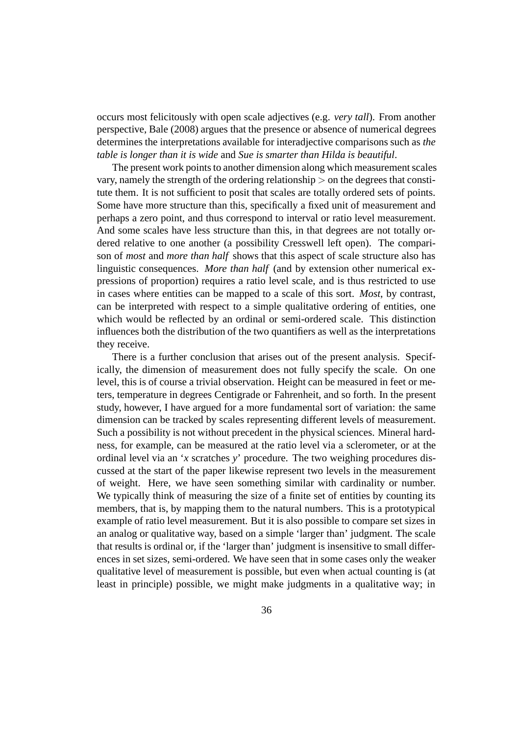occurs most felicitously with open scale adjectives (e.g. *very tall*). From another perspective, Bale (2008) argues that the presence or absence of numerical degrees determines the interpretations available for interadjective comparisons such as *the table is longer than it is wide* and *Sue is smarter than Hilda is beautiful*.

The present work points to another dimension along which measurement scales vary, namely the strength of the ordering relationship $>$ on the degrees that constitute them. It is not sufficient to posit that scales are totally ordered sets of points. Some have more structure than this, specifically a fixed unit of measurement and perhaps a zero point, and thus correspond to interval or ratio level measurement. And some scales have less structure than this, in that degrees are not totally ordered relative to one another (a possibility Cresswell left open). The comparison of *most* and *more than half* shows that this aspect of scale structure also has linguistic consequences. *More than half* (and by extension other numerical expressions of proportion) requires a ratio level scale, and is thus restricted to use in cases where entities can be mapped to a scale of this sort. *Most*, by contrast, can be interpreted with respect to a simple qualitative ordering of entities, one which would be reflected by an ordinal or semi-ordered scale. This distinction influences both the distribution of the two quantifiers as well as the interpretations they receive.

There is a further conclusion that arises out of the present analysis. Specifically, the dimension of measurement does not fully specify the scale. On one level, this is of course a trivial observation. Height can be measured in feet or meters, temperature in degrees Centigrade or Fahrenheit, and so forth. In the present study, however, I have argued for a more fundamental sort of variation: the same dimension can be tracked by scales representing different levels of measurement. Such a possibility is not without precedent in the physical sciences. Mineral hardness, for example, can be measured at the ratio level via a sclerometer, or at the ordinal level via an '*x* scratches *y*' procedure. The two weighing procedures discussed at the start of the paper likewise represent two levels in the measurement of weight. Here, we have seen something similar with cardinality or number. We typically think of measuring the size of a finite set of entities by counting its members, that is, by mapping them to the natural numbers. This is a prototypical example of ratio level measurement. But it is also possible to compare set sizes in an analog or qualitative way, based on a simple 'larger than' judgment. The scale that results is ordinal or, if the 'larger than' judgment is insensitive to small differences in set sizes, semi-ordered. We have seen that in some cases only the weaker qualitative level of measurement is possible, but even when actual counting is (at least in principle) possible, we might make judgments in a qualitative way; in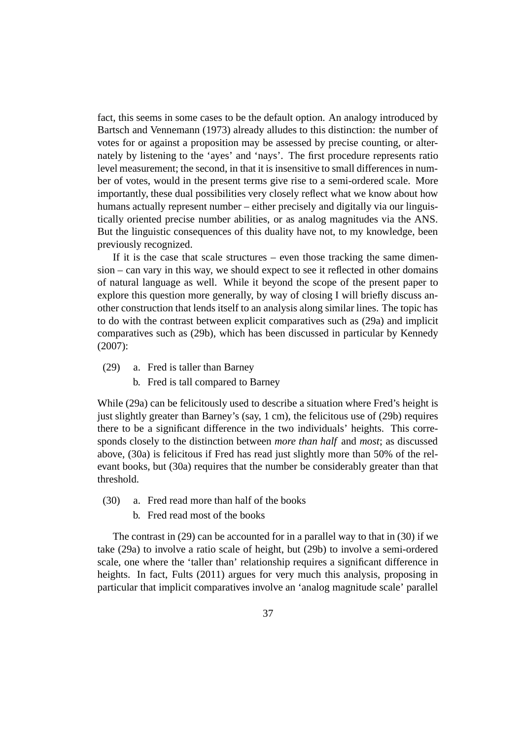fact, this seems in some cases to be the default option. An analogy introduced by Bartsch and Vennemann (1973) already alludes to this distinction: the number of votes for or against a proposition may be assessed by precise counting, or alternately by listening to the 'ayes' and 'nays'. The first procedure represents ratio level measurement; the second, in that it is insensitive to small differences in number of votes, would in the present terms give rise to a semi-ordered scale. More importantly, these dual possibilities very closely reflect what we know about how humans actually represent number – either precisely and digitally via our linguistically oriented precise number abilities, or as analog magnitudes via the ANS. But the linguistic consequences of this duality have not, to my knowledge, been previously recognized.

If it is the case that scale structures – even those tracking the same dimension – can vary in this way, we should expect to see it reflected in other domains of natural language as well. While it beyond the scope of the present paper to explore this question more generally, by way of closing I will briefly discuss another construction that lends itself to an analysis along similar lines. The topic has to do with the contrast between explicit comparatives such as (29a) and implicit comparatives such as (29b), which has been discussed in particular by Kennedy (2007):

(29) a. Fred is taller than Barney
  b. Fred is tall compared to Barney

While (29a) can be felicitously used to describe a situation where Fred's height is just slightly greater than Barney's (say, 1 cm), the felicitous use of (29b) requires there to be a significant difference in the two individuals' heights. This corresponds closely to the distinction between *more than half* and *most*; as discussed above, (30a) is felicitous if Fred has read just slightly more than 50% of the relevant books, but (30a) requires that the number be considerably greater than that threshold.

(30) a. Fred read more than half of the books
  b. Fred read most of the books

The contrast in (29) can be accounted for in a parallel way to that in (30) if we take (29a) to involve a ratio scale of height, but (29b) to involve a semi-ordered scale, one where the 'taller than' relationship requires a significant difference in heights. In fact, Fults (2011) argues for very much this analysis, proposing in particular that implicit comparatives involve an 'analog magnitude scale' parallel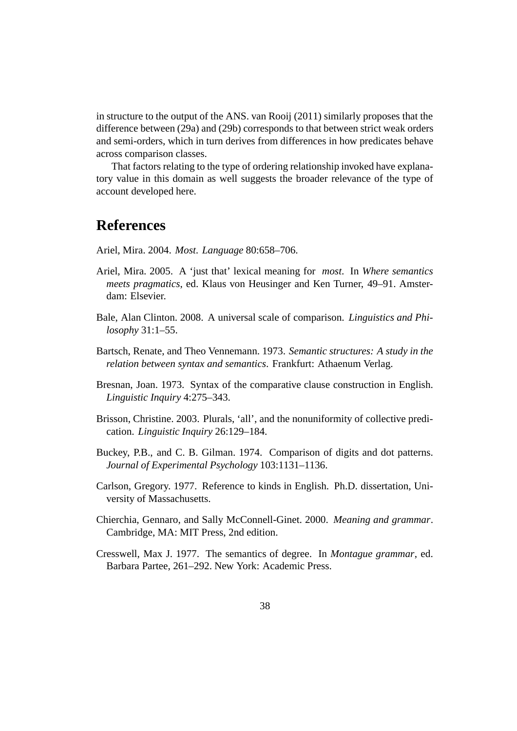in structure to the output of the ANS. van Rooij (2011) similarly proposes that the difference between (29a) and (29b) corresponds to that between strict weak orders and semi-orders, which in turn derives from differences in how predicates behave across comparison classes.

That factors relating to the type of ordering relationship invoked have explanatory value in this domain as well suggests the broader relevance of the type of account developed here.

## References

Ariel, Mira. 2004. *Most*. *Language* 80:658–706.

Ariel, Mira. 2005. A 'just that' lexical meaning for *most*. In *Where semantics meets pragmatics*, ed. Klaus von Heusinger and Ken Turner, 49–91. Amsterdam: Elsevier.

Bale, Alan Clinton. 2008. A universal scale of comparison. *Linguistics and Philosophy* 31:1–55.

Bartsch, Renate, and Theo Vennemann. 1973. *Semantic structures: A study in the relation between syntax and semantics*. Frankfurt: Athaenum Verlag.

Bresnan, Joan. 1973. Syntax of the comparative clause construction in English. *Linguistic Inquiry* 4:275–343.

Brisson, Christine. 2003. Plurals, 'all', and the nonuniformity of collective predication. *Linguistic Inquiry* 26:129–184.

Buckey, P.B., and C. B. Gilman. 1974. Comparison of digits and dot patterns. *Journal of Experimental Psychology* 103:1131–1136.

Carlson, Gregory. 1977. Reference to kinds in English. Ph.D. dissertation, University of Massachusetts.

Chierchia, Gennaro, and Sally McConnell-Ginet. 2000. *Meaning and grammar*. Cambridge, MA: MIT Press, 2nd edition.

Cresswell, Max J. 1977. The semantics of degree. In *Montague grammar*, ed. Barbara Partee, 261–292. New York: Academic Press.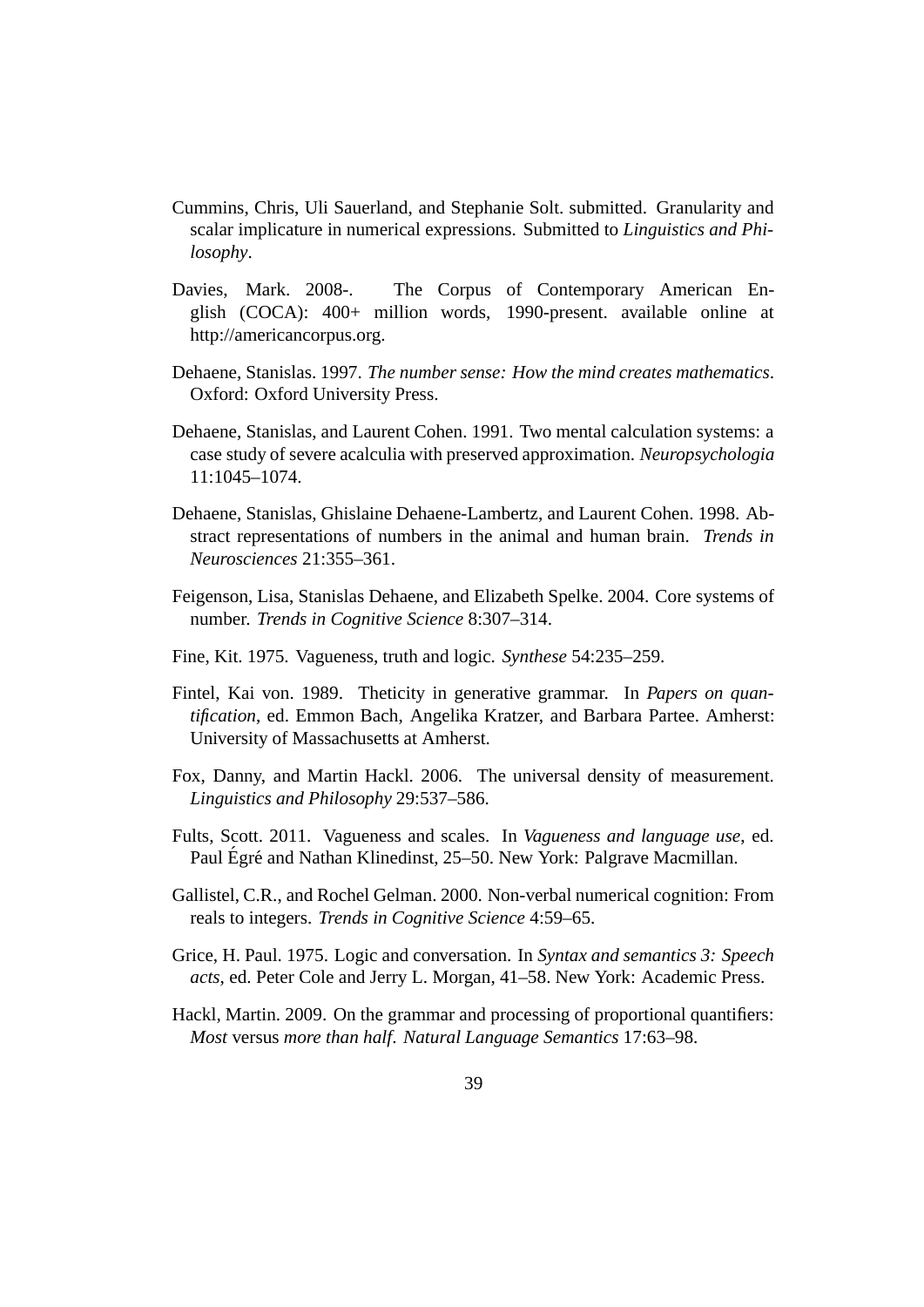Cummins, Chris, Uli Sauerland, and Stephanie Solt. submitted. Granularity and scalar implicature in numerical expressions. Submitted to *Linguistics and Philosophy*.

Davies, Mark. 2008-. The Corpus of Contemporary American English (COCA): 400+ million words, 1990-present. available online at http://americancorpus.org.

Dehaene, Stanislas. 1997. *The number sense: How the mind creates mathematics*. Oxford: Oxford University Press.

Dehaene, Stanislas, and Laurent Cohen. 1991. Two mental calculation systems: a case study of severe acalculia with preserved approximation. *Neuropsychologia* 11:1045–1074.

Dehaene, Stanislas, Ghislaine Dehaene-Lambertz, and Laurent Cohen. 1998. Abstract representations of numbers in the animal and human brain. *Trends in Neurosciences* 21:355–361.

Feigenson, Lisa, Stanislas Dehaene, and Elizabeth Spelke. 2004. Core systems of number. *Trends in Cognitive Science* 8:307–314.

Fine, Kit. 1975. Vagueness, truth and logic. *Synthese* 54:235–259.

Fintel, Kai von. 1989. Theticity in generative grammar. In *Papers on quantification*, ed. Emmon Bach, Angelika Kratzer, and Barbara Partee. Amherst: University of Massachusetts at Amherst.

Fox, Danny, and Martin Hackl. 2006. The universal density of measurement. *Linguistics and Philosophy* 29:537–586.

Fults, Scott. 2011. Vagueness and scales. In *Vagueness and language use*, ed. Paul Égré and Nathan Klinedinst, 25–50. New York: Palgrave Macmillan.

Gallistel, C.R., and Rochel Gelman. 2000. Non-verbal numerical cognition: From reals to integers. *Trends in Cognitive Science* 4:59–65.

Grice, H. Paul. 1975. Logic and conversation. In *Syntax and semantics 3: Speech acts*, ed. Peter Cole and Jerry L. Morgan, 41–58. New York: Academic Press.

Hackl, Martin. 2009. On the grammar and processing of proportional quantifiers: *Most* versus *more than half*. *Natural Language Semantics* 17:63–98.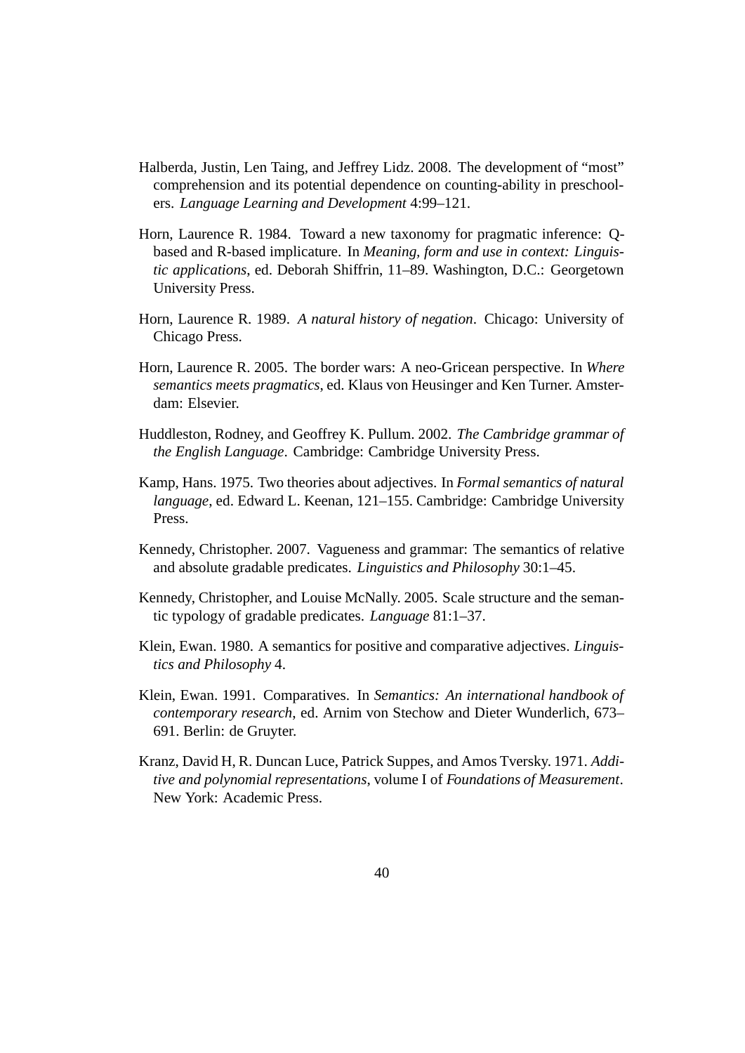Halberda, Justin, Len Taing, and Jeffrey Lidz. 2008. The development of "most" comprehension and its potential dependence on counting-ability in preschoolers. *Language Learning and Development* 4:99–121.

Horn, Laurence R. 1984. Toward a new taxonomy for pragmatic inference: Q-based and R-based implicature. In *Meaning, form and use in context: Linguistic applications*, ed. Deborah Shiffrin, 11–89. Washington, D.C.: Georgetown University Press.

Horn, Laurence R. 1989. *A natural history of negation*. Chicago: University of Chicago Press.

Horn, Laurence R. 2005. The border wars: A neo-Gricean perspective. In *Where semantics meets pragmatics*, ed. Klaus von Heusinger and Ken Turner. Amsterdam: Elsevier.

Huddleston, Rodney, and Geoffrey K. Pullum. 2002. *The Cambridge grammar of the English Language*. Cambridge: Cambridge University Press.

Kamp, Hans. 1975. Two theories about adjectives. In *Formal semantics of natural language*, ed. Edward L. Keenan, 121–155. Cambridge: Cambridge University Press.

Kennedy, Christopher. 2007. Vagueness and grammar: The semantics of relative and absolute gradable predicates. *Linguistics and Philosophy* 30:1–45.

Kennedy, Christopher, and Louise McNally. 2005. Scale structure and the semantic typology of gradable predicates. *Language* 81:1–37.

Klein, Ewan. 1980. A semantics for positive and comparative adjectives. *Linguistics and Philosophy* 4.

Klein, Ewan. 1991. Comparatives. In *Semantics: An international handbook of contemporary research*, ed. Arnim von Stechow and Dieter Wunderlich, 673–691. Berlin: de Gruyter.

Kranz, David H, R. Duncan Luce, Patrick Suppes, and Amos Tversky. 1971. *Additive and polynomial representations*, volume I of *Foundations of Measurement*. New York: Academic Press.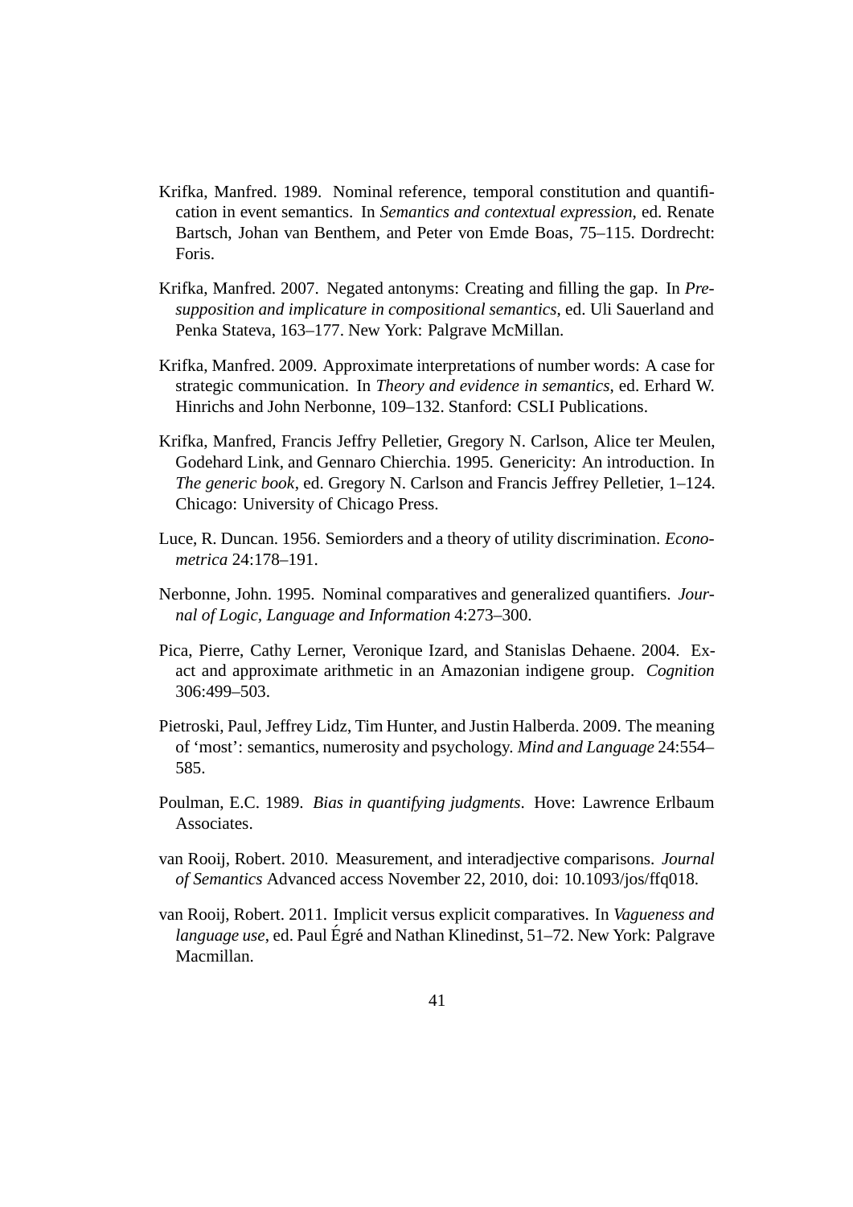Krifka, Manfred. 1989. Nominal reference, temporal constitution and quantification in event semantics. In *Semantics and contextual expression*, ed. Renate Bartsch, Johan van Benthem, and Peter von Emde Boas, 75–115. Dordrecht: Foris.

Krifka, Manfred. 2007. Negated antonyms: Creating and filling the gap. In *Presupposition and implicature in compositional semantics*, ed. Uli Sauerland and Penka Stateva, 163–177. New York: Palgrave McMillan.

Krifka, Manfred. 2009. Approximate interpretations of number words: A case for strategic communication. In *Theory and evidence in semantics*, ed. Erhard W. Hinrichs and John Nerbonne, 109–132. Stanford: CSLI Publications.

Krifka, Manfred, Francis Jeffry Pelletier, Gregory N. Carlson, Alice ter Meulen, Godehard Link, and Gennaro Chierchia. 1995. Genericity: An introduction. In *The generic book*, ed. Gregory N. Carlson and Francis Jeffrey Pelletier, 1–124. Chicago: University of Chicago Press.

Luce, R. Duncan. 1956. Semiorders and a theory of utility discrimination. *Econometrica* 24:178–191.

Nerbonne, John. 1995. Nominal comparatives and generalized quantifiers. *Journal of Logic, Language and Information* 4:273–300.

Pica, Pierre, Cathy Lerner, Veronique Izard, and Stanislas Dehaene. 2004. Exact and approximate arithmetic in an Amazonian indigene group. *Cognition* 306:499–503.

Pietroski, Paul, Jeffrey Lidz, Tim Hunter, and Justin Halberda. 2009. The meaning of 'most': semantics, numerosity and psychology. *Mind and Language* 24:554–585.

Poulman, E.C. 1989. *Bias in quantifying judgments*. Hove: Lawrence Erlbaum Associates.

van Rooij, Robert. 2010. Measurement, and interadjective comparisons. *Journal of Semantics* Advanced access November 22, 2010, doi: 10.1093/jos/ffq018.

van Rooij, Robert. 2011. Implicit versus explicit comparatives. In *Vagueness and language use*, ed. Paul Égré and Nathan Klinedinst, 51–72. New York: Palgrave Macmillan.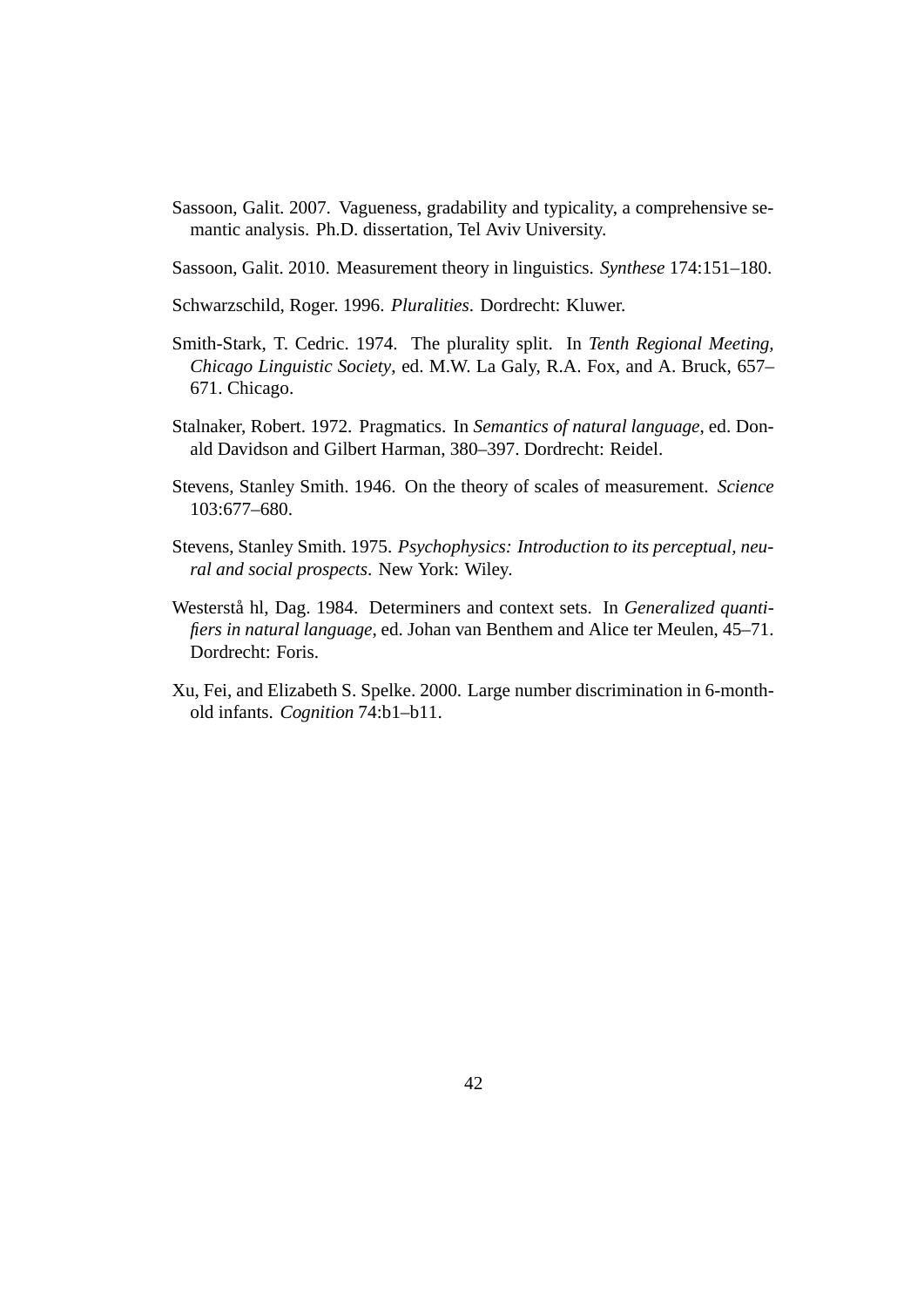Sassoon, Galit. 2007. Vagueness, gradability and typicality, a comprehensive semantic analysis. Ph.D. dissertation, Tel Aviv University.

Sassoon, Galit. 2010. Measurement theory in linguistics. *Synthese* 174:151–180.

Schwarzschild, Roger. 1996. *Pluralities*. Dordrecht: Kluwer.

Smith-Stark, T. Cedric. 1974. The plurality split. In *Tenth Regional Meeting, Chicago Linguistic Society*, ed. M.W. La Galy, R.A. Fox, and A. Bruck, 657–671. Chicago.

Stalnaker, Robert. 1972. Pragmatics. In *Semantics of natural language*, ed. Donald Davidson and Gilbert Harman, 380–397. Dordrecht: Reidel.

Stevens, Stanley Smith. 1946. On the theory of scales of measurement. *Science* 103:677–680.

Stevens, Stanley Smith. 1975. *Psychophysics: Introduction to its perceptual, neural and social prospects*. New York: Wiley.

Westerstå hl, Dag. 1984. Determiners and context sets. In *Generalized quantifiers in natural language*, ed. Johan van Benthem and Alice ter Meulen, 45–71. Dordrecht: Foris.

Xu, Fei, and Elizabeth S. Spelke. 2000. Large number discrimination in 6-month-old infants. *Cognition* 74:b1–b11.